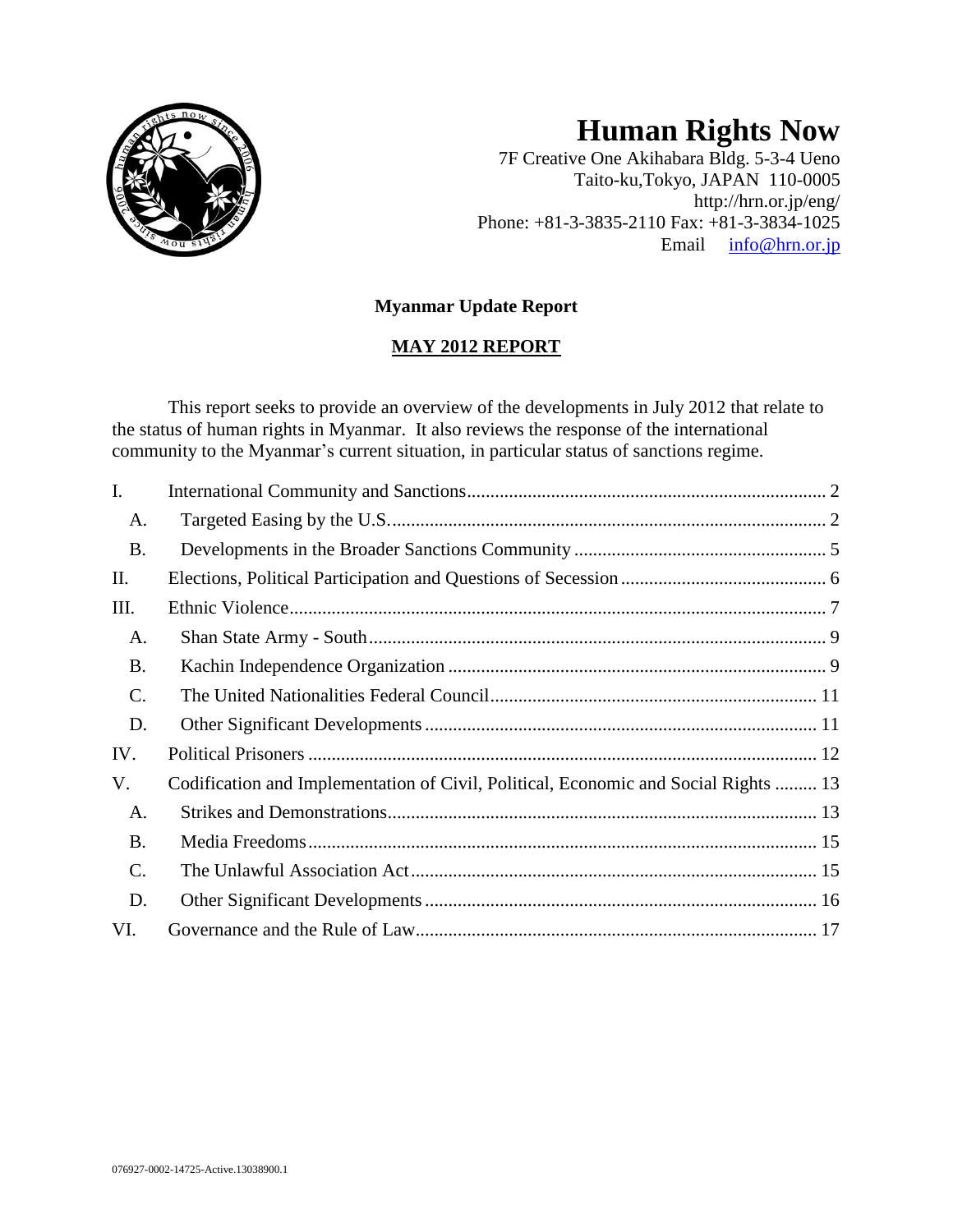# Human Rights Now

7F Creative One Akihabara Bldg. 5-3-4 Ueno
Taito-ku,Tokyo, JAPAN 110-0005
http://hrn.or.jp/eng/
Phone: +81-3-3835-2110 Fax: +81-3-3834-1025
Email info@hrn.or.jp

**Myanmar Update Report**

**MAY 2012 REPORT**

This report seeks to provide an overview of the developments in July 2012 that relate to the status of human rights in Myanmar. It also reviews the response of the international community to the Myanmar's current situation, in particular status of sanctions regime.

| | | |
|---|---|---|
| I. | International Community and Sanctions | 2 |
| A. | Targeted Easing by the U.S. | 2 |
| B. | Developments in the Broader Sanctions Community | 5 |
| II. | Elections, Political Participation and Questions of Secession | 6 |
| III. | Ethnic Violence | 7 |
| A. | Shan State Army - South | 9 |
| B. | Kachin Independence Organization | 9 |
| C. | The United Nationalities Federal Council | 11 |
| D. | Other Significant Developments | 11 |
| IV. | Political Prisoners | 12 |
| V. | Codification and Implementation of Civil, Political, Economic and Social Rights | 13 |
| A. | Strikes and Demonstrations | 13 |
| B. | Media Freedoms | 15 |
| C. | The Unlawful Association Act | 15 |
| D. | Other Significant Developments | 16 |
| VI. | Governance and the Rule of Law | 17 |

076927-0002-14725-Active.13038900.1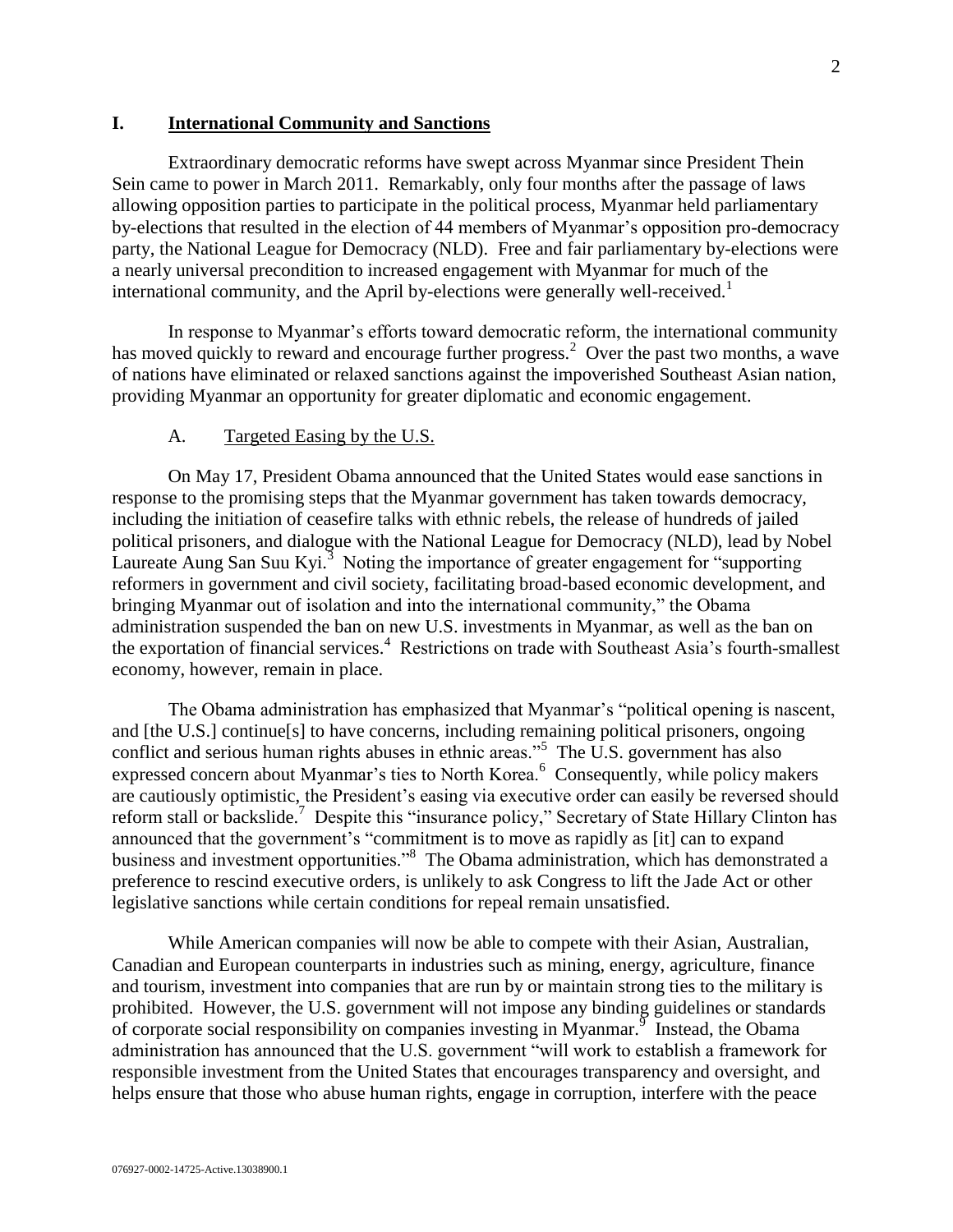## I. International Community and Sanctions

Extraordinary democratic reforms have swept across Myanmar since President Thein Sein came to power in March 2011. Remarkably, only four months after the passage of laws allowing opposition parties to participate in the political process, Myanmar held parliamentary by-elections that resulted in the election of 44 members of Myanmar's opposition pro-democracy party, the National League for Democracy (NLD). Free and fair parliamentary by-elections were a nearly universal precondition to increased engagement with Myanmar for much of the international community, and the April by-elections were generally well-received.[1]

In response to Myanmar's efforts toward democratic reform, the international community has moved quickly to reward and encourage further progress.[2] Over the past two months, a wave of nations have eliminated or relaxed sanctions against the impoverished Southeast Asian nation, providing Myanmar an opportunity for greater diplomatic and economic engagement.

### A. Targeted Easing by the U.S.

On May 17, President Obama announced that the United States would ease sanctions in response to the promising steps that the Myanmar government has taken towards democracy, including the initiation of ceasefire talks with ethnic rebels, the release of hundreds of jailed political prisoners, and dialogue with the National League for Democracy (NLD), lead by Nobel Laureate Aung San Suu Kyi.[3] Noting the importance of greater engagement for "supporting reformers in government and civil society, facilitating broad-based economic development, and bringing Myanmar out of isolation and into the international community," the Obama administration suspended the ban on new U.S. investments in Myanmar, as well as the ban on the exportation of financial services.[4] Restrictions on trade with Southeast Asia's fourth-smallest economy, however, remain in place.

The Obama administration has emphasized that Myanmar's "political opening is nascent, and [the U.S.] continue[s] to have concerns, including remaining political prisoners, ongoing conflict and serious human rights abuses in ethnic areas."[5] The U.S. government has also expressed concern about Myanmar's ties to North Korea.[6] Consequently, while policy makers are cautiously optimistic, the President's easing via executive order can easily be reversed should reform stall or backslide.[7] Despite this "insurance policy," Secretary of State Hillary Clinton has announced that the government's "commitment is to move as rapidly as [it] can to expand business and investment opportunities."[8] The Obama administration, which has demonstrated a preference to rescind executive orders, is unlikely to ask Congress to lift the Jade Act or other legislative sanctions while certain conditions for repeal remain unsatisfied.

While American companies will now be able to compete with their Asian, Australian, Canadian and European counterparts in industries such as mining, energy, agriculture, finance and tourism, investment into companies that are run by or maintain strong ties to the military is prohibited. However, the U.S. government will not impose any binding guidelines or standards of corporate social responsibility on companies investing in Myanmar.[9] Instead, the Obama administration has announced that the U.S. government "will work to establish a framework for responsible investment from the United States that encourages transparency and oversight, and helps ensure that those who abuse human rights, engage in corruption, interfere with the peace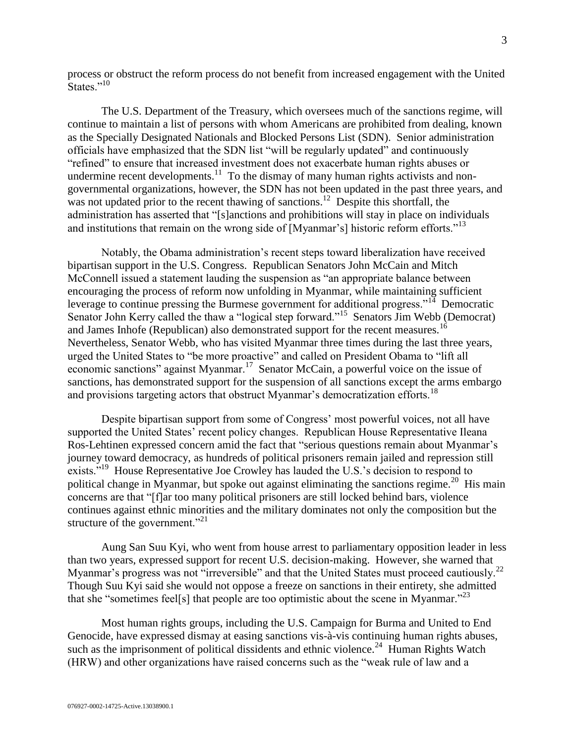process or obstruct the reform process do not benefit from increased engagement with the United States."[10]

The U.S. Department of the Treasury, which oversees much of the sanctions regime, will continue to maintain a list of persons with whom Americans are prohibited from dealing, known as the Specially Designated Nationals and Blocked Persons List (SDN). Senior administration officials have emphasized that the SDN list "will be regularly updated" and continuously "refined" to ensure that increased investment does not exacerbate human rights abuses or undermine recent developments.[11] To the dismay of many human rights activists and non-governmental organizations, however, the SDN has not been updated in the past three years, and was not updated prior to the recent thawing of sanctions.[12] Despite this shortfall, the administration has asserted that "[s]anctions and prohibitions will stay in place on individuals and institutions that remain on the wrong side of [Myanmar's] historic reform efforts."[13]

Notably, the Obama administration's recent steps toward liberalization have received bipartisan support in the U.S. Congress. Republican Senators John McCain and Mitch McConnell issued a statement lauding the suspension as "an appropriate balance between encouraging the process of reform now unfolding in Myanmar, while maintaining sufficient leverage to continue pressing the Burmese government for additional progress."[14] Democratic Senator John Kerry called the thaw a "logical step forward."[15] Senators Jim Webb (Democrat) and James Inhofe (Republican) also demonstrated support for the recent measures.[16] Nevertheless, Senator Webb, who has visited Myanmar three times during the last three years, urged the United States to "be more proactive" and called on President Obama to "lift all economic sanctions" against Myanmar.[17] Senator McCain, a powerful voice on the issue of sanctions, has demonstrated support for the suspension of all sanctions except the arms embargo and provisions targeting actors that obstruct Myanmar's democratization efforts.[18]

Despite bipartisan support from some of Congress' most powerful voices, not all have supported the United States' recent policy changes. Republican House Representative Ileana Ros-Lehtinen expressed concern amid the fact that "serious questions remain about Myanmar's journey toward democracy, as hundreds of political prisoners remain jailed and repression still exists."[19] House Representative Joe Crowley has lauded the U.S.'s decision to respond to political change in Myanmar, but spoke out against eliminating the sanctions regime.[20] His main concerns are that "[f]ar too many political prisoners are still locked behind bars, violence continues against ethnic minorities and the military dominates not only the composition but the structure of the government."[21]

Aung San Suu Kyi, who went from house arrest to parliamentary opposition leader in less than two years, expressed support for recent U.S. decision-making. However, she warned that Myanmar's progress was not "irreversible" and that the United States must proceed cautiously.[22] Though Suu Kyi said she would not oppose a freeze on sanctions in their entirety, she admitted that she "sometimes feel[s] that people are too optimistic about the scene in Myanmar."[23]

Most human rights groups, including the U.S. Campaign for Burma and United to End Genocide, have expressed dismay at easing sanctions vis-à-vis continuing human rights abuses, such as the imprisonment of political dissidents and ethnic violence.[24] Human Rights Watch (HRW) and other organizations have raised concerns such as the "weak rule of law and a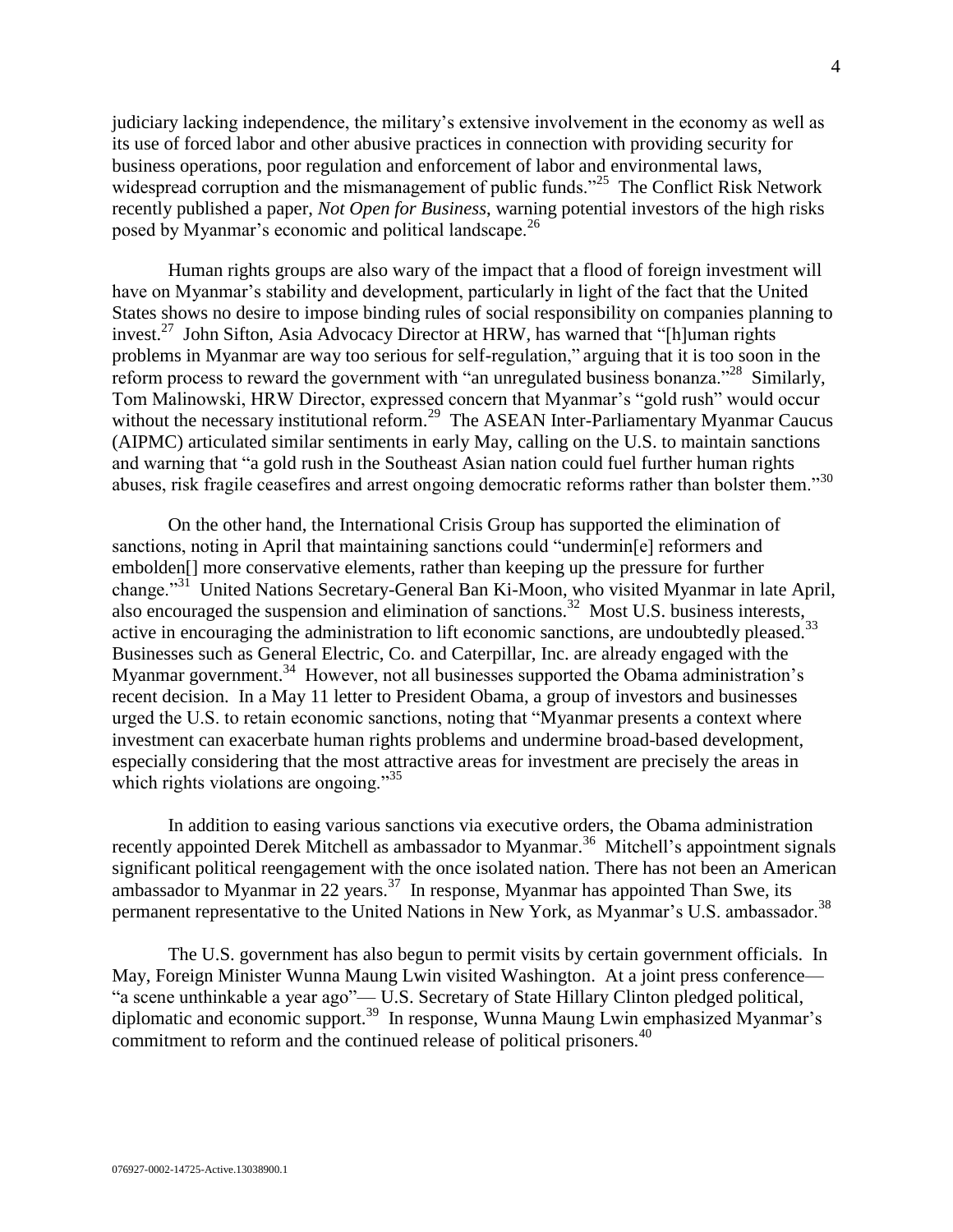judiciary lacking independence, the military's extensive involvement in the economy as well as its use of forced labor and other abusive practices in connection with providing security for business operations, poor regulation and enforcement of labor and environmental laws, widespread corruption and the mismanagement of public funds."[25] The Conflict Risk Network recently published a paper, *Not Open for Business*, warning potential investors of the high risks posed by Myanmar's economic and political landscape.[26]

Human rights groups are also wary of the impact that a flood of foreign investment will have on Myanmar's stability and development, particularly in light of the fact that the United States shows no desire to impose binding rules of social responsibility on companies planning to invest.[27] John Sifton, Asia Advocacy Director at HRW, has warned that "[h]uman rights problems in Myanmar are way too serious for self-regulation," arguing that it is too soon in the reform process to reward the government with "an unregulated business bonanza."[28] Similarly, Tom Malinowski, HRW Director, expressed concern that Myanmar's "gold rush" would occur without the necessary institutional reform.[29] The ASEAN Inter-Parliamentary Myanmar Caucus (AIPMC) articulated similar sentiments in early May, calling on the U.S. to maintain sanctions and warning that "a gold rush in the Southeast Asian nation could fuel further human rights abuses, risk fragile ceasefires and arrest ongoing democratic reforms rather than bolster them."[30]

On the other hand, the International Crisis Group has supported the elimination of sanctions, noting in April that maintaining sanctions could "undermin[e] reformers and embolden[] more conservative elements, rather than keeping up the pressure for further change."[31] United Nations Secretary-General Ban Ki-Moon, who visited Myanmar in late April, also encouraged the suspension and elimination of sanctions.[32] Most U.S. business interests, active in encouraging the administration to lift economic sanctions, are undoubtedly pleased.[33] Businesses such as General Electric, Co. and Caterpillar, Inc. are already engaged with the Myanmar government.[34] However, not all businesses supported the Obama administration's recent decision. In a May 11 letter to President Obama, a group of investors and businesses urged the U.S. to retain economic sanctions, noting that "Myanmar presents a context where investment can exacerbate human rights problems and undermine broad-based development, especially considering that the most attractive areas for investment are precisely the areas in which rights violations are ongoing."[35]

In addition to easing various sanctions via executive orders, the Obama administration recently appointed Derek Mitchell as ambassador to Myanmar.[36] Mitchell's appointment signals significant political reengagement with the once isolated nation. There has not been an American ambassador to Myanmar in 22 years.[37] In response, Myanmar has appointed Than Swe, its permanent representative to the United Nations in New York, as Myanmar's U.S. ambassador.[38]

The U.S. government has also begun to permit visits by certain government officials. In May, Foreign Minister Wunna Maung Lwin visited Washington. At a joint press conference— "a scene unthinkable a year ago"— U.S. Secretary of State Hillary Clinton pledged political, diplomatic and economic support.[39] In response, Wunna Maung Lwin emphasized Myanmar's commitment to reform and the continued release of political prisoners.[40]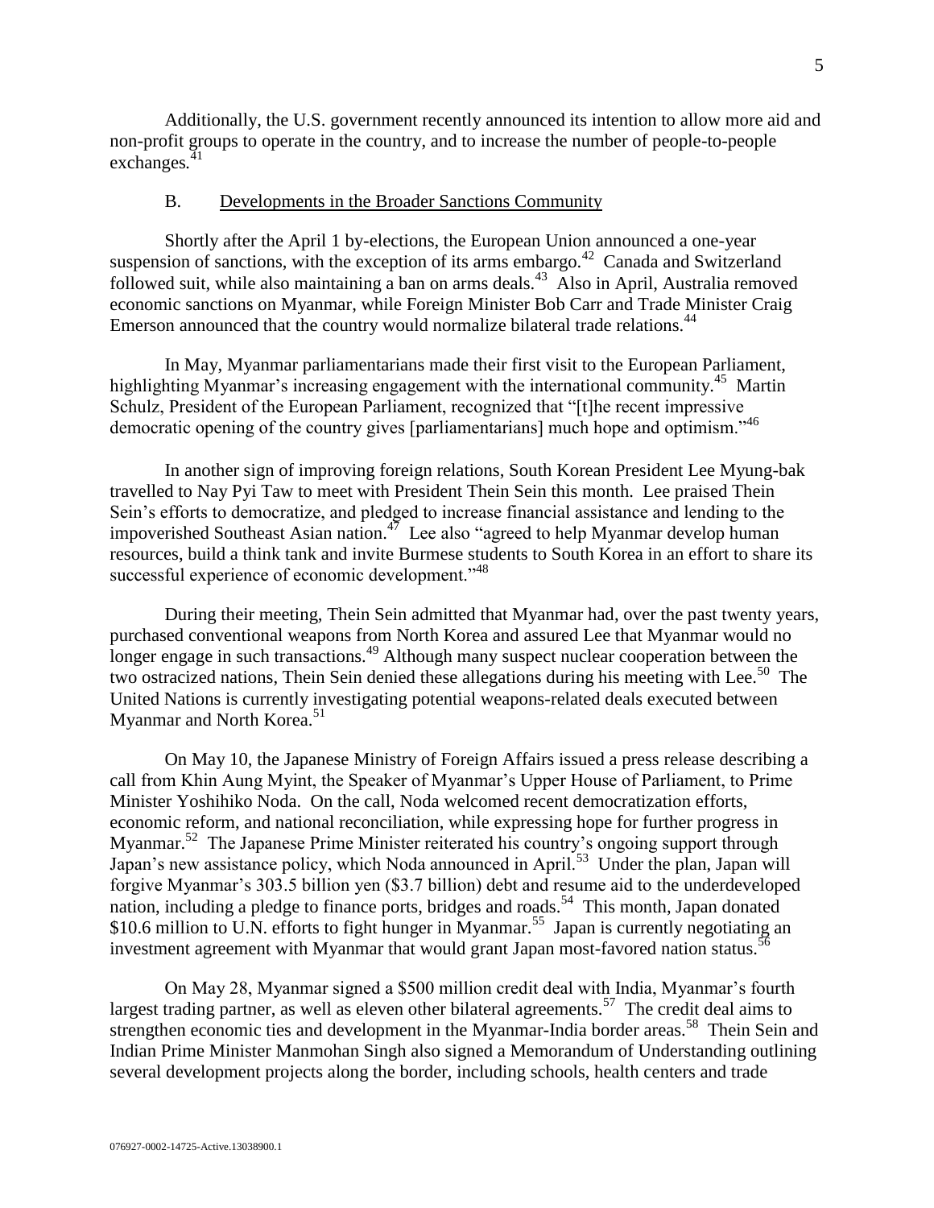Additionally, the U.S. government recently announced its intention to allow more aid and non-profit groups to operate in the country, and to increase the number of people-to-people exchanges.[41]

## B. Developments in the Broader Sanctions Community

Shortly after the April 1 by-elections, the European Union announced a one-year suspension of sanctions, with the exception of its arms embargo.[42] Canada and Switzerland followed suit, while also maintaining a ban on arms deals.[43] Also in April, Australia removed economic sanctions on Myanmar, while Foreign Minister Bob Carr and Trade Minister Craig Emerson announced that the country would normalize bilateral trade relations.[44]

In May, Myanmar parliamentarians made their first visit to the European Parliament, highlighting Myanmar's increasing engagement with the international community.[45] Martin Schulz, President of the European Parliament, recognized that "[t]he recent impressive democratic opening of the country gives [parliamentarians] much hope and optimism."[46]

In another sign of improving foreign relations, South Korean President Lee Myung-bak travelled to Nay Pyi Taw to meet with President Thein Sein this month. Lee praised Thein Sein's efforts to democratize, and pledged to increase financial assistance and lending to the impoverished Southeast Asian nation.[47] Lee also "agreed to help Myanmar develop human resources, build a think tank and invite Burmese students to South Korea in an effort to share its successful experience of economic development."[48]

During their meeting, Thein Sein admitted that Myanmar had, over the past twenty years, purchased conventional weapons from North Korea and assured Lee that Myanmar would no longer engage in such transactions.[49] Although many suspect nuclear cooperation between the two ostracized nations, Thein Sein denied these allegations during his meeting with Lee.[50] The United Nations is currently investigating potential weapons-related deals executed between Myanmar and North Korea.[51]

On May 10, the Japanese Ministry of Foreign Affairs issued a press release describing a call from Khin Aung Myint, the Speaker of Myanmar's Upper House of Parliament, to Prime Minister Yoshihiko Noda. On the call, Noda welcomed recent democratization efforts, economic reform, and national reconciliation, while expressing hope for further progress in Myanmar.[52] The Japanese Prime Minister reiterated his country's ongoing support through Japan's new assistance policy, which Noda announced in April.[53] Under the plan, Japan will forgive Myanmar's 303.5 billion yen ($3.7 billion) debt and resume aid to the underdeveloped nation, including a pledge to finance ports, bridges and roads.[54] This month, Japan donated $10.6 million to U.N. efforts to fight hunger in Myanmar.[55] Japan is currently negotiating an investment agreement with Myanmar that would grant Japan most-favored nation status.[56]

On May 28, Myanmar signed a $500 million credit deal with India, Myanmar's fourth largest trading partner, as well as eleven other bilateral agreements.[57] The credit deal aims to strengthen economic ties and development in the Myanmar-India border areas.[58] Thein Sein and Indian Prime Minister Manmohan Singh also signed a Memorandum of Understanding outlining several development projects along the border, including schools, health centers and trade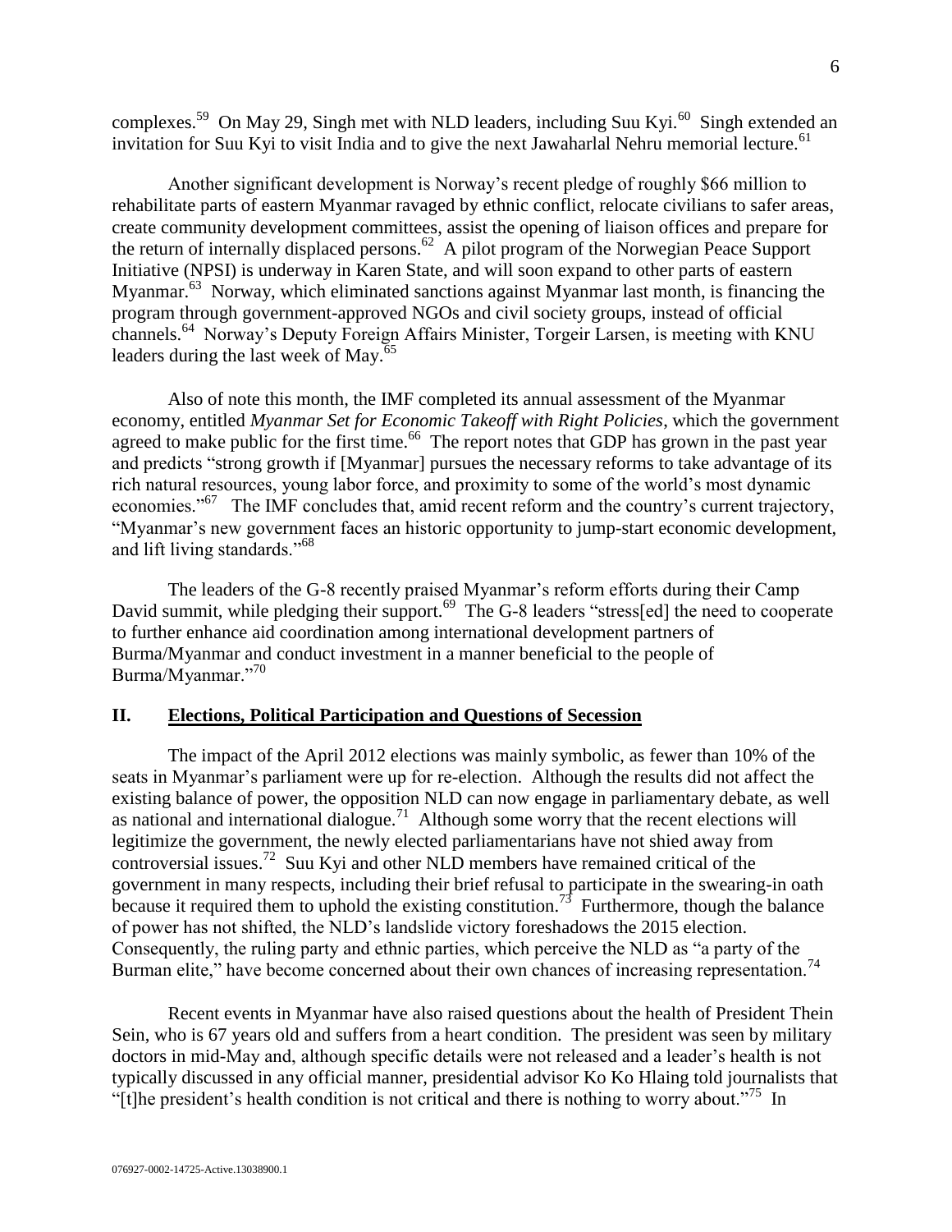complexes.[59] On May 29, Singh met with NLD leaders, including Suu Kyi.[60] Singh extended an invitation for Suu Kyi to visit India and to give the next Jawaharlal Nehru memorial lecture.[61]

Another significant development is Norway's recent pledge of roughly \$66 million to rehabilitate parts of eastern Myanmar ravaged by ethnic conflict, relocate civilians to safer areas, create community development committees, assist the opening of liaison offices and prepare for the return of internally displaced persons.[62] A pilot program of the Norwegian Peace Support Initiative (NPSI) is underway in Karen State, and will soon expand to other parts of eastern Myanmar.[63] Norway, which eliminated sanctions against Myanmar last month, is financing the program through government-approved NGOs and civil society groups, instead of official channels.[64] Norway's Deputy Foreign Affairs Minister, Torgeir Larsen, is meeting with KNU leaders during the last week of May.[65]

Also of note this month, the IMF completed its annual assessment of the Myanmar economy, entitled *Myanmar Set for Economic Takeoff with Right Policies*, which the government agreed to make public for the first time.[66] The report notes that GDP has grown in the past year and predicts "strong growth if [Myanmar] pursues the necessary reforms to take advantage of its rich natural resources, young labor force, and proximity to some of the world's most dynamic economies."[67] The IMF concludes that, amid recent reform and the country's current trajectory, "Myanmar's new government faces an historic opportunity to jump-start economic development, and lift living standards."[68]

The leaders of the G-8 recently praised Myanmar's reform efforts during their Camp David summit, while pledging their support.[69] The G-8 leaders "stress[ed] the need to cooperate to further enhance aid coordination among international development partners of Burma/Myanmar and conduct investment in a manner beneficial to the people of Burma/Myanmar."[70]

## II. Elections, Political Participation and Questions of Secession

The impact of the April 2012 elections was mainly symbolic, as fewer than 10% of the seats in Myanmar's parliament were up for re-election. Although the results did not affect the existing balance of power, the opposition NLD can now engage in parliamentary debate, as well as national and international dialogue.[71] Although some worry that the recent elections will legitimize the government, the newly elected parliamentarians have not shied away from controversial issues.[72] Suu Kyi and other NLD members have remained critical of the government in many respects, including their brief refusal to participate in the swearing-in oath because it required them to uphold the existing constitution.[73] Furthermore, though the balance of power has not shifted, the NLD's landslide victory foreshadows the 2015 election. Consequently, the ruling party and ethnic parties, which perceive the NLD as "a party of the Burman elite," have become concerned about their own chances of increasing representation.[74]

Recent events in Myanmar have also raised questions about the health of President Thein Sein, who is 67 years old and suffers from a heart condition. The president was seen by military doctors in mid-May and, although specific details were not released and a leader's health is not typically discussed in any official manner, presidential advisor Ko Ko Hlaing told journalists that "[t]he president's health condition is not critical and there is nothing to worry about."[75] In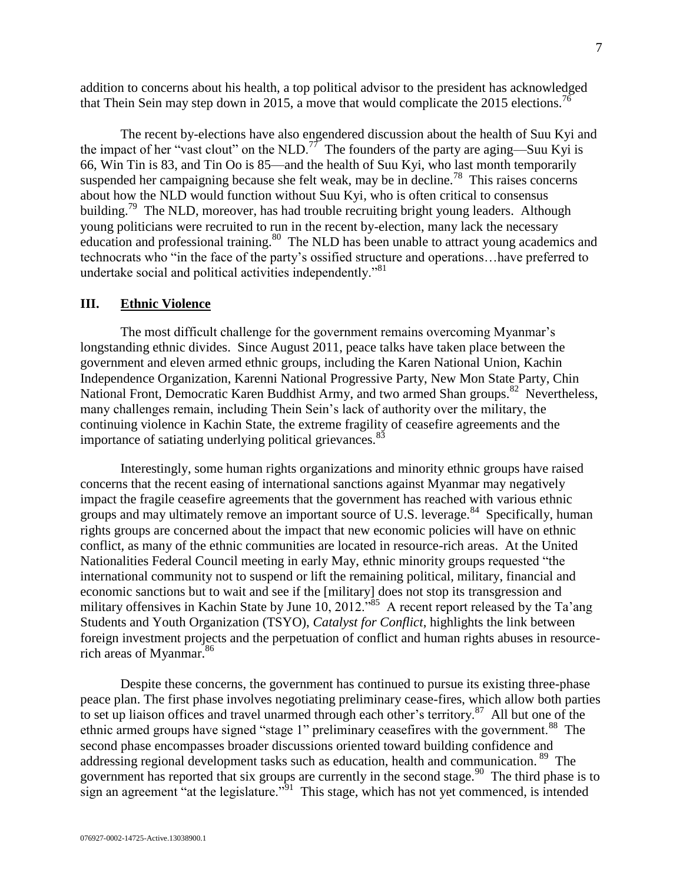addition to concerns about his health, a top political advisor to the president has acknowledged that Thein Sein may step down in 2015, a move that would complicate the 2015 elections.[76]

The recent by-elections have also engendered discussion about the health of Suu Kyi and the impact of her "vast clout" on the NLD.[77] The founders of the party are aging—Suu Kyi is 66, Win Tin is 83, and Tin Oo is 85—and the health of Suu Kyi, who last month temporarily suspended her campaigning because she felt weak, may be in decline.[78] This raises concerns about how the NLD would function without Suu Kyi, who is often critical to consensus building.[79] The NLD, moreover, has had trouble recruiting bright young leaders. Although young politicians were recruited to run in the recent by-election, many lack the necessary education and professional training.[80] The NLD has been unable to attract young academics and technocrats who "in the face of the party's ossified structure and operations…have preferred to undertake social and political activities independently."[81]

## III. Ethnic Violence

The most difficult challenge for the government remains overcoming Myanmar's longstanding ethnic divides. Since August 2011, peace talks have taken place between the government and eleven armed ethnic groups, including the Karen National Union, Kachin Independence Organization, Karenni National Progressive Party, New Mon State Party, Chin National Front, Democratic Karen Buddhist Army, and two armed Shan groups.[82] Nevertheless, many challenges remain, including Thein Sein's lack of authority over the military, the continuing violence in Kachin State, the extreme fragility of ceasefire agreements and the importance of satiating underlying political grievances.[83]

Interestingly, some human rights organizations and minority ethnic groups have raised concerns that the recent easing of international sanctions against Myanmar may negatively impact the fragile ceasefire agreements that the government has reached with various ethnic groups and may ultimately remove an important source of U.S. leverage.[84] Specifically, human rights groups are concerned about the impact that new economic policies will have on ethnic conflict, as many of the ethnic communities are located in resource-rich areas. At the United Nationalities Federal Council meeting in early May, ethnic minority groups requested "the international community not to suspend or lift the remaining political, military, financial and economic sanctions but to wait and see if the [military] does not stop its transgression and military offensives in Kachin State by June 10, 2012."[85] A recent report released by the Ta'ang Students and Youth Organization (TSYO), *Catalyst for Conflict*, highlights the link between foreign investment projects and the perpetuation of conflict and human rights abuses in resource-rich areas of Myanmar.[86]

Despite these concerns, the government has continued to pursue its existing three-phase peace plan. The first phase involves negotiating preliminary cease-fires, which allow both parties to set up liaison offices and travel unarmed through each other's territory.[87] All but one of the ethnic armed groups have signed "stage 1" preliminary ceasefires with the government.[88] The second phase encompasses broader discussions oriented toward building confidence and addressing regional development tasks such as education, health and communication.[89] The government has reported that six groups are currently in the second stage.[90] The third phase is to sign an agreement "at the legislature."[91] This stage, which has not yet commenced, is intended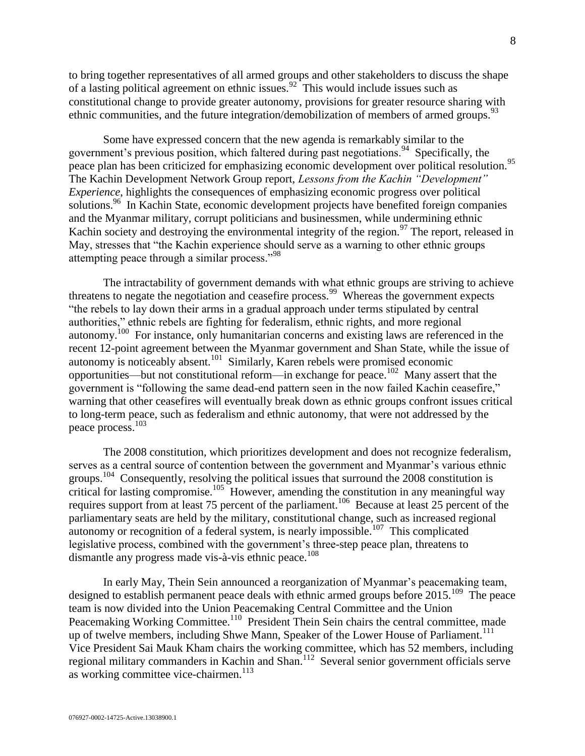to bring together representatives of all armed groups and other stakeholders to discuss the shape of a lasting political agreement on ethnic issues.[92] This would include issues such as constitutional change to provide greater autonomy, provisions for greater resource sharing with ethnic communities, and the future integration/demobilization of members of armed groups.[93]

Some have expressed concern that the new agenda is remarkably similar to the government's previous position, which faltered during past negotiations.[94] Specifically, the peace plan has been criticized for emphasizing economic development over political resolution.[95] The Kachin Development Network Group report, *Lessons from the Kachin "Development" Experience*, highlights the consequences of emphasizing economic progress over political solutions.[96] In Kachin State, economic development projects have benefited foreign companies and the Myanmar military, corrupt politicians and businessmen, while undermining ethnic Kachin society and destroying the environmental integrity of the region.[97] The report, released in May, stresses that "the Kachin experience should serve as a warning to other ethnic groups attempting peace through a similar process."[98]

The intractability of government demands with what ethnic groups are striving to achieve threatens to negate the negotiation and ceasefire process.[99] Whereas the government expects "the rebels to lay down their arms in a gradual approach under terms stipulated by central authorities," ethnic rebels are fighting for federalism, ethnic rights, and more regional autonomy.[100] For instance, only humanitarian concerns and existing laws are referenced in the recent 12-point agreement between the Myanmar government and Shan State, while the issue of autonomy is noticeably absent.[101] Similarly, Karen rebels were promised economic opportunities—but not constitutional reform—in exchange for peace.[102] Many assert that the government is "following the same dead-end pattern seen in the now failed Kachin ceasefire," warning that other ceasefires will eventually break down as ethnic groups confront issues critical to long-term peace, such as federalism and ethnic autonomy, that were not addressed by the peace process.[103]

The 2008 constitution, which prioritizes development and does not recognize federalism, serves as a central source of contention between the government and Myanmar's various ethnic groups.[104] Consequently, resolving the political issues that surround the 2008 constitution is critical for lasting compromise.[105] However, amending the constitution in any meaningful way requires support from at least 75 percent of the parliament.[106] Because at least 25 percent of the parliamentary seats are held by the military, constitutional change, such as increased regional autonomy or recognition of a federal system, is nearly impossible.[107] This complicated legislative process, combined with the government's three-step peace plan, threatens to dismantle any progress made vis-à-vis ethnic peace.[108]

In early May, Thein Sein announced a reorganization of Myanmar's peacemaking team, designed to establish permanent peace deals with ethnic armed groups before 2015.[109] The peace team is now divided into the Union Peacemaking Central Committee and the Union Peacemaking Working Committee.[110] President Thein Sein chairs the central committee, made up of twelve members, including Shwe Mann, Speaker of the Lower House of Parliament.[111] Vice President Sai Mauk Kham chairs the working committee, which has 52 members, including regional military commanders in Kachin and Shan.[112] Several senior government officials serve as working committee vice-chairmen.[113]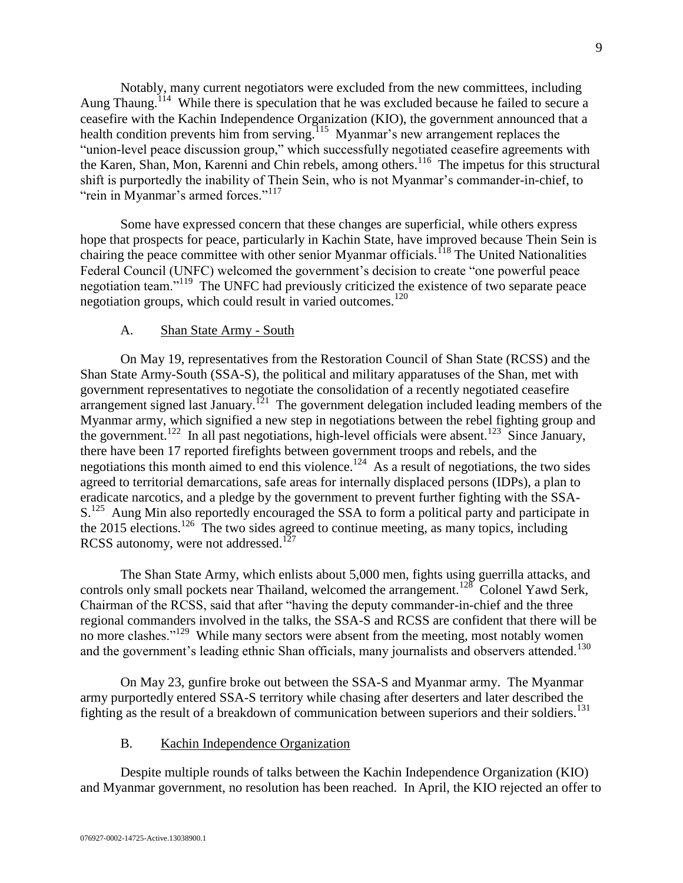Notably, many current negotiators were excluded from the new committees, including Aung Thaung.[114] While there is speculation that he was excluded because he failed to secure a ceasefire with the Kachin Independence Organization (KIO), the government announced that a health condition prevents him from serving.[115] Myanmar's new arrangement replaces the "union-level peace discussion group," which successfully negotiated ceasefire agreements with the Karen, Shan, Mon, Karenni and Chin rebels, among others.[116] The impetus for this structural shift is purportedly the inability of Thein Sein, who is not Myanmar's commander-in-chief, to "rein in Myanmar's armed forces."[117]

Some have expressed concern that these changes are superficial, while others express hope that prospects for peace, particularly in Kachin State, have improved because Thein Sein is chairing the peace committee with other senior Myanmar officials.[118] The United Nationalities Federal Council (UNFC) welcomed the government's decision to create "one powerful peace negotiation team."[119] The UNFC had previously criticized the existence of two separate peace negotiation groups, which could result in varied outcomes.[120]

### A. Shan State Army - South

On May 19, representatives from the Restoration Council of Shan State (RCSS) and the Shan State Army-South (SSA-S), the political and military apparatuses of the Shan, met with government representatives to negotiate the consolidation of a recently negotiated ceasefire arrangement signed last January.[121] The government delegation included leading members of the Myanmar army, which signified a new step in negotiations between the rebel fighting group and the government.[122] In all past negotiations, high-level officials were absent.[123] Since January, there have been 17 reported firefights between government troops and rebels, and the negotiations this month aimed to end this violence.[124] As a result of negotiations, the two sides agreed to territorial demarcations, safe areas for internally displaced persons (IDPs), a plan to eradicate narcotics, and a pledge by the government to prevent further fighting with the SSA-S.[125] Aung Min also reportedly encouraged the SSA to form a political party and participate in the 2015 elections.[126] The two sides agreed to continue meeting, as many topics, including RCSS autonomy, were not addressed.[127]

The Shan State Army, which enlists about 5,000 men, fights using guerrilla attacks, and controls only small pockets near Thailand, welcomed the arrangement.[128] Colonel Yawd Serk, Chairman of the RCSS, said that after "having the deputy commander-in-chief and the three regional commanders involved in the talks, the SSA-S and RCSS are confident that there will be no more clashes."[129] While many sectors were absent from the meeting, most notably women and the government's leading ethnic Shan officials, many journalists and observers attended.[130]

On May 23, gunfire broke out between the SSA-S and Myanmar army. The Myanmar army purportedly entered SSA-S territory while chasing after deserters and later described the fighting as the result of a breakdown of communication between superiors and their soldiers.[131]

### B. Kachin Independence Organization

Despite multiple rounds of talks between the Kachin Independence Organization (KIO) and Myanmar government, no resolution has been reached. In April, the KIO rejected an offer to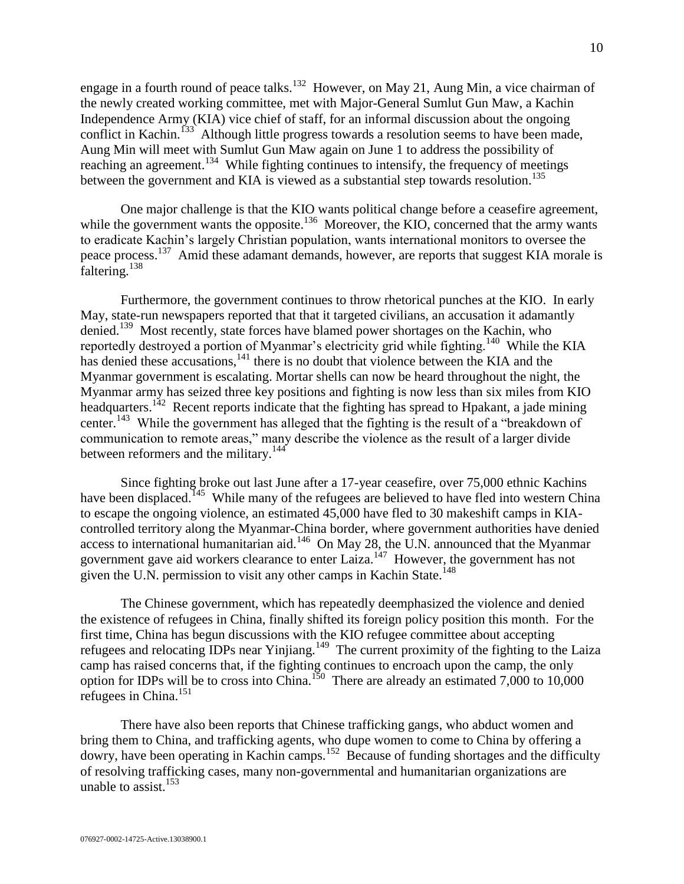engage in a fourth round of peace talks.[132] However, on May 21, Aung Min, a vice chairman of the newly created working committee, met with Major-General Sumlut Gun Maw, a Kachin Independence Army (KIA) vice chief of staff, for an informal discussion about the ongoing conflict in Kachin.[133] Although little progress towards a resolution seems to have been made, Aung Min will meet with Sumlut Gun Maw again on June 1 to address the possibility of reaching an agreement.[134] While fighting continues to intensify, the frequency of meetings between the government and KIA is viewed as a substantial step towards resolution.[135]

One major challenge is that the KIO wants political change before a ceasefire agreement, while the government wants the opposite.[136] Moreover, the KIO, concerned that the army wants to eradicate Kachin's largely Christian population, wants international monitors to oversee the peace process.[137] Amid these adamant demands, however, are reports that suggest KIA morale is faltering.[138]

Furthermore, the government continues to throw rhetorical punches at the KIO. In early May, state-run newspapers reported that that it targeted civilians, an accusation it adamantly denied.[139] Most recently, state forces have blamed power shortages on the Kachin, who reportedly destroyed a portion of Myanmar's electricity grid while fighting.[140] While the KIA has denied these accusations,[141] there is no doubt that violence between the KIA and the Myanmar government is escalating. Mortar shells can now be heard throughout the night, the Myanmar army has seized three key positions and fighting is now less than six miles from KIO headquarters.[142] Recent reports indicate that the fighting has spread to Hpakant, a jade mining center.[143] While the government has alleged that the fighting is the result of a "breakdown of communication to remote areas," many describe the violence as the result of a larger divide between reformers and the military.[144]

Since fighting broke out last June after a 17-year ceasefire, over 75,000 ethnic Kachins have been displaced.[145] While many of the refugees are believed to have fled into western China to escape the ongoing violence, an estimated 45,000 have fled to 30 makeshift camps in KIA-controlled territory along the Myanmar-China border, where government authorities have denied access to international humanitarian aid.[146] On May 28, the U.N. announced that the Myanmar government gave aid workers clearance to enter Laiza.[147] However, the government has not given the U.N. permission to visit any other camps in Kachin State.[148]

The Chinese government, which has repeatedly deemphasized the violence and denied the existence of refugees in China, finally shifted its foreign policy position this month. For the first time, China has begun discussions with the KIO refugee committee about accepting refugees and relocating IDPs near Yinjiang.[149] The current proximity of the fighting to the Laiza camp has raised concerns that, if the fighting continues to encroach upon the camp, the only option for IDPs will be to cross into China.[150] There are already an estimated 7,000 to 10,000 refugees in China.[151]

There have also been reports that Chinese trafficking gangs, who abduct women and bring them to China, and trafficking agents, who dupe women to come to China by offering a dowry, have been operating in Kachin camps.[152] Because of funding shortages and the difficulty of resolving trafficking cases, many non-governmental and humanitarian organizations are unable to assist.[153]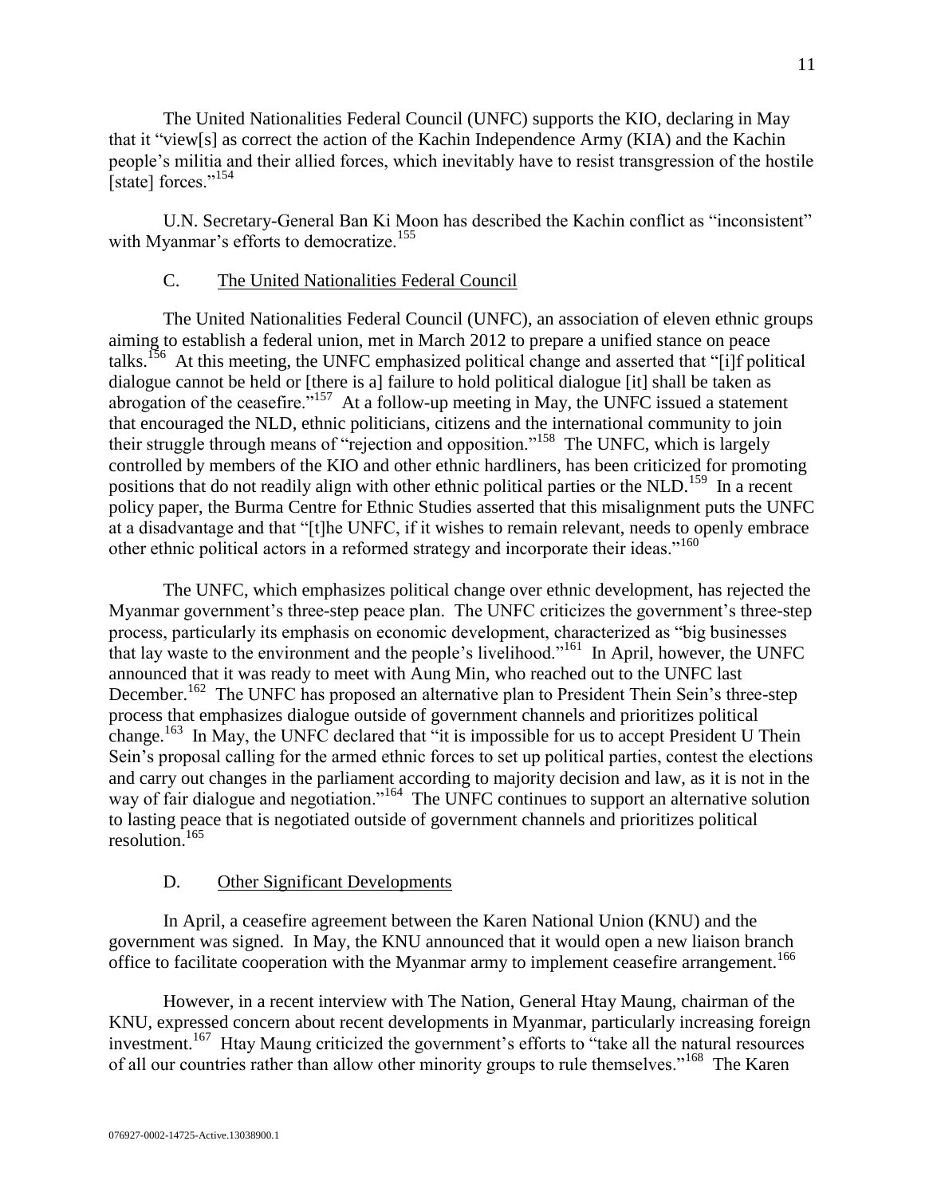The United Nationalities Federal Council (UNFC) supports the KIO, declaring in May that it "view[s] as correct the action of the Kachin Independence Army (KIA) and the Kachin people's militia and their allied forces, which inevitably have to resist transgression of the hostile [state] forces."[154]

U.N. Secretary-General Ban Ki Moon has described the Kachin conflict as "inconsistent" with Myanmar's efforts to democratize.[155]

### C. The United Nationalities Federal Council

The United Nationalities Federal Council (UNFC), an association of eleven ethnic groups aiming to establish a federal union, met in March 2012 to prepare a unified stance on peace talks.[156] At this meeting, the UNFC emphasized political change and asserted that "[i]f political dialogue cannot be held or [there is a] failure to hold political dialogue [it] shall be taken as abrogation of the ceasefire."[157] At a follow-up meeting in May, the UNFC issued a statement that encouraged the NLD, ethnic politicians, citizens and the international community to join their struggle through means of "rejection and opposition."[158] The UNFC, which is largely controlled by members of the KIO and other ethnic hardliners, has been criticized for promoting positions that do not readily align with other ethnic political parties or the NLD.[159] In a recent policy paper, the Burma Centre for Ethnic Studies asserted that this misalignment puts the UNFC at a disadvantage and that "[t]he UNFC, if it wishes to remain relevant, needs to openly embrace other ethnic political actors in a reformed strategy and incorporate their ideas."[160]

The UNFC, which emphasizes political change over ethnic development, has rejected the Myanmar government's three-step peace plan. The UNFC criticizes the government's three-step process, particularly its emphasis on economic development, characterized as "big businesses that lay waste to the environment and the people's livelihood."[161] In April, however, the UNFC announced that it was ready to meet with Aung Min, who reached out to the UNFC last December.[162] The UNFC has proposed an alternative plan to President Thein Sein's three-step process that emphasizes dialogue outside of government channels and prioritizes political change.[163] In May, the UNFC declared that "it is impossible for us to accept President U Thein Sein's proposal calling for the armed ethnic forces to set up political parties, contest the elections and carry out changes in the parliament according to majority decision and law, as it is not in the way of fair dialogue and negotiation."[164] The UNFC continues to support an alternative solution to lasting peace that is negotiated outside of government channels and prioritizes political resolution.[165]

### D. Other Significant Developments

In April, a ceasefire agreement between the Karen National Union (KNU) and the government was signed. In May, the KNU announced that it would open a new liaison branch office to facilitate cooperation with the Myanmar army to implement ceasefire arrangement.[166]

However, in a recent interview with The Nation, General Htay Maung, chairman of the KNU, expressed concern about recent developments in Myanmar, particularly increasing foreign investment.[167] Htay Maung criticized the government's efforts to "take all the natural resources of all our countries rather than allow other minority groups to rule themselves."[168] The Karen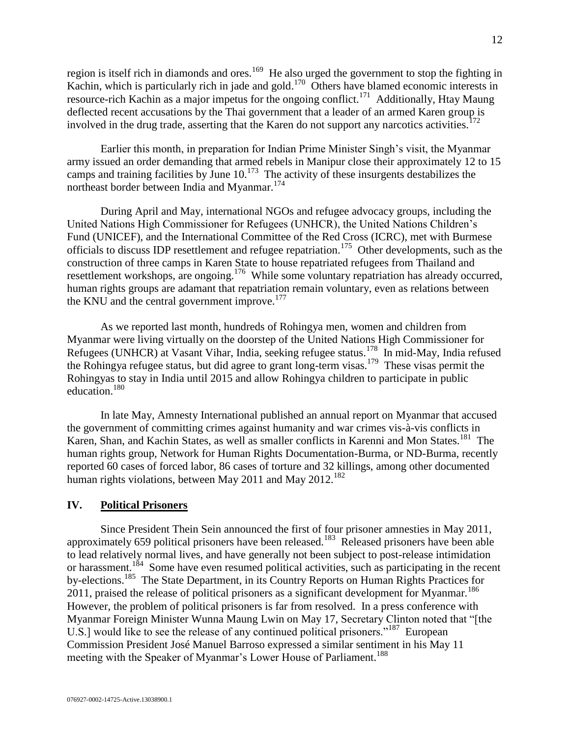region is itself rich in diamonds and ores.[169] He also urged the government to stop the fighting in Kachin, which is particularly rich in jade and gold.[170] Others have blamed economic interests in resource-rich Kachin as a major impetus for the ongoing conflict.[171] Additionally, Htay Maung deflected recent accusations by the Thai government that a leader of an armed Karen group is involved in the drug trade, asserting that the Karen do not support any narcotics activities.[172]

Earlier this month, in preparation for Indian Prime Minister Singh's visit, the Myanmar army issued an order demanding that armed rebels in Manipur close their approximately 12 to 15 camps and training facilities by June 10.[173] The activity of these insurgents destabilizes the northeast border between India and Myanmar.[174]

During April and May, international NGOs and refugee advocacy groups, including the United Nations High Commissioner for Refugees (UNHCR), the United Nations Children's Fund (UNICEF), and the International Committee of the Red Cross (ICRC), met with Burmese officials to discuss IDP resettlement and refugee repatriation.[175] Other developments, such as the construction of three camps in Karen State to house repatriated refugees from Thailand and resettlement workshops, are ongoing.[176] While some voluntary repatriation has already occurred, human rights groups are adamant that repatriation remain voluntary, even as relations between the KNU and the central government improve.[177]

As we reported last month, hundreds of Rohingya men, women and children from Myanmar were living virtually on the doorstep of the United Nations High Commissioner for Refugees (UNHCR) at Vasant Vihar, India, seeking refugee status.[178] In mid-May, India refused the Rohingya refugee status, but did agree to grant long-term visas.[179] These visas permit the Rohingyas to stay in India until 2015 and allow Rohingya children to participate in public education.[180]

In late May, Amnesty International published an annual report on Myanmar that accused the government of committing crimes against humanity and war crimes vis-à-vis conflicts in Karen, Shan, and Kachin States, as well as smaller conflicts in Karenni and Mon States.[181] The human rights group, Network for Human Rights Documentation-Burma, or ND-Burma, recently reported 60 cases of forced labor, 86 cases of torture and 32 killings, among other documented human rights violations, between May 2011 and May 2012.[182]

## IV. <u>Political Prisoners</u>

Since President Thein Sein announced the first of four prisoner amnesties in May 2011, approximately 659 political prisoners have been released.[183] Released prisoners have been able to lead relatively normal lives, and have generally not been subject to post-release intimidation or harassment.[184] Some have even resumed political activities, such as participating in the recent by-elections.[185] The State Department, in its Country Reports on Human Rights Practices for 2011, praised the release of political prisoners as a significant development for Myanmar.[186] However, the problem of political prisoners is far from resolved. In a press conference with Myanmar Foreign Minister Wunna Maung Lwin on May 17, Secretary Clinton noted that "[the U.S.] would like to see the release of any continued political prisoners."[187] European Commission President José Manuel Barroso expressed a similar sentiment in his May 11 meeting with the Speaker of Myanmar's Lower House of Parliament.[188]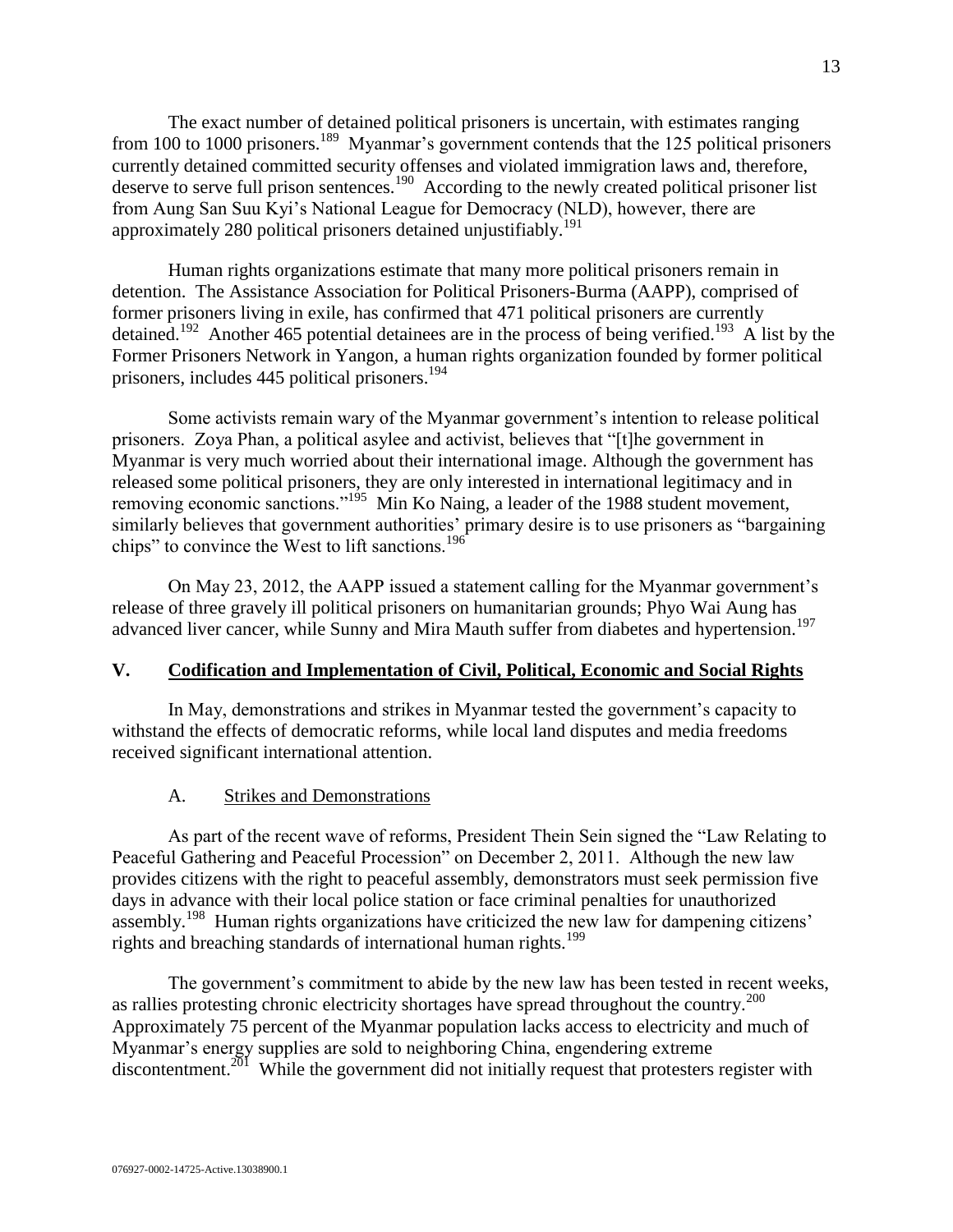The exact number of detained political prisoners is uncertain, with estimates ranging from 100 to 1000 prisoners.[189] Myanmar's government contends that the 125 political prisoners currently detained committed security offenses and violated immigration laws and, therefore, deserve to serve full prison sentences.[190] According to the newly created political prisoner list from Aung San Suu Kyi's National League for Democracy (NLD), however, there are approximately 280 political prisoners detained unjustifiably.[191]

Human rights organizations estimate that many more political prisoners remain in detention. The Assistance Association for Political Prisoners-Burma (AAPP), comprised of former prisoners living in exile, has confirmed that 471 political prisoners are currently detained.[192] Another 465 potential detainees are in the process of being verified.[193] A list by the Former Prisoners Network in Yangon, a human rights organization founded by former political prisoners, includes 445 political prisoners.[194]

Some activists remain wary of the Myanmar government's intention to release political prisoners. Zoya Phan, a political asylee and activist, believes that "[t]he government in Myanmar is very much worried about their international image. Although the government has released some political prisoners, they are only interested in international legitimacy and in removing economic sanctions."[195] Min Ko Naing, a leader of the 1988 student movement, similarly believes that government authorities' primary desire is to use prisoners as "bargaining chips" to convince the West to lift sanctions.[196]

On May 23, 2012, the AAPP issued a statement calling for the Myanmar government's release of three gravely ill political prisoners on humanitarian grounds; Phyo Wai Aung has advanced liver cancer, while Sunny and Mira Mauth suffer from diabetes and hypertension.[197]

## V. Codification and Implementation of Civil, Political, Economic and Social Rights

In May, demonstrations and strikes in Myanmar tested the government's capacity to withstand the effects of democratic reforms, while local land disputes and media freedoms received significant international attention.

### A. Strikes and Demonstrations

As part of the recent wave of reforms, President Thein Sein signed the "Law Relating to Peaceful Gathering and Peaceful Procession" on December 2, 2011. Although the new law provides citizens with the right to peaceful assembly, demonstrators must seek permission five days in advance with their local police station or face criminal penalties for unauthorized assembly.[198] Human rights organizations have criticized the new law for dampening citizens' rights and breaching standards of international human rights.[199]

The government's commitment to abide by the new law has been tested in recent weeks, as rallies protesting chronic electricity shortages have spread throughout the country.[200] Approximately 75 percent of the Myanmar population lacks access to electricity and much of Myanmar's energy supplies are sold to neighboring China, engendering extreme discontentment.[201] While the government did not initially request that protesters register with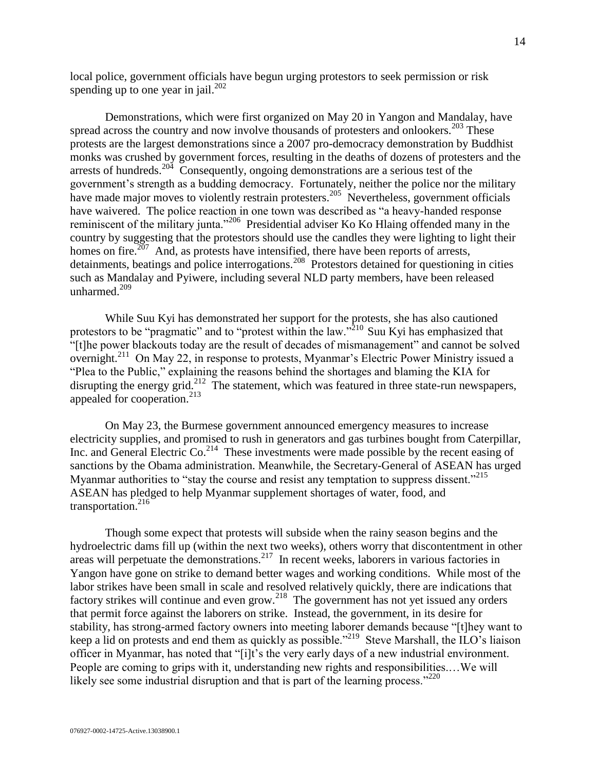local police, government officials have begun urging protestors to seek permission or risk spending up to one year in jail.[202]

Demonstrations, which were first organized on May 20 in Yangon and Mandalay, have spread across the country and now involve thousands of protesters and onlookers.[203] These protests are the largest demonstrations since a 2007 pro-democracy demonstration by Buddhist monks was crushed by government forces, resulting in the deaths of dozens of protesters and the arrests of hundreds.[204] Consequently, ongoing demonstrations are a serious test of the government's strength as a budding democracy. Fortunately, neither the police nor the military have made major moves to violently restrain protesters.[205] Nevertheless, government officials have waivered. The police reaction in one town was described as "a heavy-handed response reminiscent of the military junta."[206] Presidential adviser Ko Ko Hlaing offended many in the country by suggesting that the protestors should use the candles they were lighting to light their homes on fire.[207] And, as protests have intensified, there have been reports of arrests, detainments, beatings and police interrogations.[208] Protestors detained for questioning in cities such as Mandalay and Pyiwere, including several NLD party members, have been released unharmed.[209]

While Suu Kyi has demonstrated her support for the protests, she has also cautioned protestors to be "pragmatic" and to "protest within the law."[210] Suu Kyi has emphasized that "[t]he power blackouts today are the result of decades of mismanagement" and cannot be solved overnight.[211] On May 22, in response to protests, Myanmar's Electric Power Ministry issued a "Plea to the Public," explaining the reasons behind the shortages and blaming the KIA for disrupting the energy grid.[212] The statement, which was featured in three state-run newspapers, appealed for cooperation.[213]

On May 23, the Burmese government announced emergency measures to increase electricity supplies, and promised to rush in generators and gas turbines bought from Caterpillar, Inc. and General Electric Co.[214] These investments were made possible by the recent easing of sanctions by the Obama administration. Meanwhile, the Secretary-General of ASEAN has urged Myanmar authorities to "stay the course and resist any temptation to suppress dissent."[215] ASEAN has pledged to help Myanmar supplement shortages of water, food, and transportation.[216]

Though some expect that protests will subside when the rainy season begins and the hydroelectric dams fill up (within the next two weeks), others worry that discontentment in other areas will perpetuate the demonstrations.[217] In recent weeks, laborers in various factories in Yangon have gone on strike to demand better wages and working conditions. While most of the labor strikes have been small in scale and resolved relatively quickly, there are indications that factory strikes will continue and even grow.[218] The government has not yet issued any orders that permit force against the laborers on strike. Instead, the government, in its desire for stability, has strong-armed factory owners into meeting laborer demands because "[t]hey want to keep a lid on protests and end them as quickly as possible."[219] Steve Marshall, the ILO's liaison officer in Myanmar, has noted that "[i]t's the very early days of a new industrial environment. People are coming to grips with it, understanding new rights and responsibilities.…We will likely see some industrial disruption and that is part of the learning process."[220]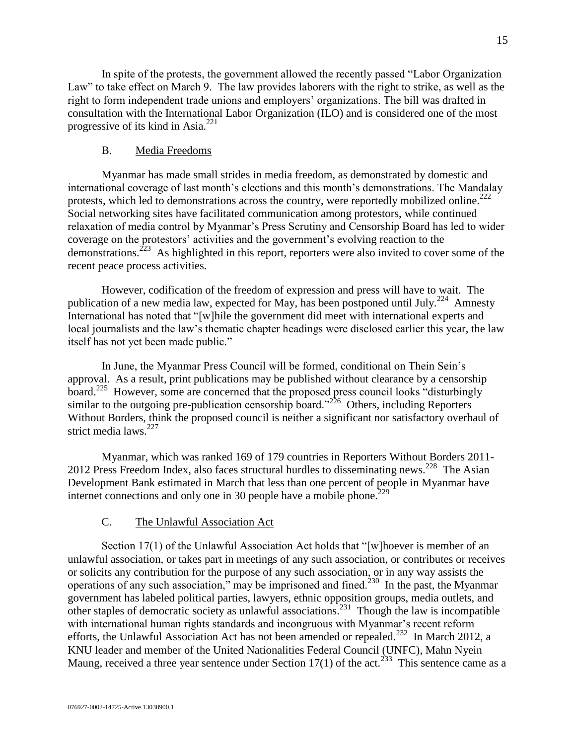In spite of the protests, the government allowed the recently passed "Labor Organization Law" to take effect on March 9. The law provides laborers with the right to strike, as well as the right to form independent trade unions and employers' organizations. The bill was drafted in consultation with the International Labor Organization (ILO) and is considered one of the most progressive of its kind in Asia.[221]

### B. Media Freedoms

Myanmar has made small strides in media freedom, as demonstrated by domestic and international coverage of last month's elections and this month's demonstrations. The Mandalay protests, which led to demonstrations across the country, were reportedly mobilized online.[222] Social networking sites have facilitated communication among protestors, while continued relaxation of media control by Myanmar's Press Scrutiny and Censorship Board has led to wider coverage on the protestors' activities and the government's evolving reaction to the demonstrations.[223] As highlighted in this report, reporters were also invited to cover some of the recent peace process activities.

However, codification of the freedom of expression and press will have to wait. The publication of a new media law, expected for May, has been postponed until July.[224] Amnesty International has noted that "[w]hile the government did meet with international experts and local journalists and the law's thematic chapter headings were disclosed earlier this year, the law itself has not yet been made public."

In June, the Myanmar Press Council will be formed, conditional on Thein Sein's approval. As a result, print publications may be published without clearance by a censorship board.[225] However, some are concerned that the proposed press council looks "disturbingly similar to the outgoing pre-publication censorship board."[226] Others, including Reporters Without Borders, think the proposed council is neither a significant nor satisfactory overhaul of strict media laws.[227]

Myanmar, which was ranked 169 of 179 countries in Reporters Without Borders 2011-2012 Press Freedom Index, also faces structural hurdles to disseminating news.[228] The Asian Development Bank estimated in March that less than one percent of people in Myanmar have internet connections and only one in 30 people have a mobile phone.[229]

### C. The Unlawful Association Act

Section 17(1) of the Unlawful Association Act holds that "[w]hoever is member of an unlawful association, or takes part in meetings of any such association, or contributes or receives or solicits any contribution for the purpose of any such association, or in any way assists the operations of any such association," may be imprisoned and fined.[230] In the past, the Myanmar government has labeled political parties, lawyers, ethnic opposition groups, media outlets, and other staples of democratic society as unlawful associations.[231] Though the law is incompatible with international human rights standards and incongruous with Myanmar's recent reform efforts, the Unlawful Association Act has not been amended or repealed.[232] In March 2012, a KNU leader and member of the United Nationalities Federal Council (UNFC), Mahn Nyein Maung, received a three year sentence under Section 17(1) of the act.[233] This sentence came as a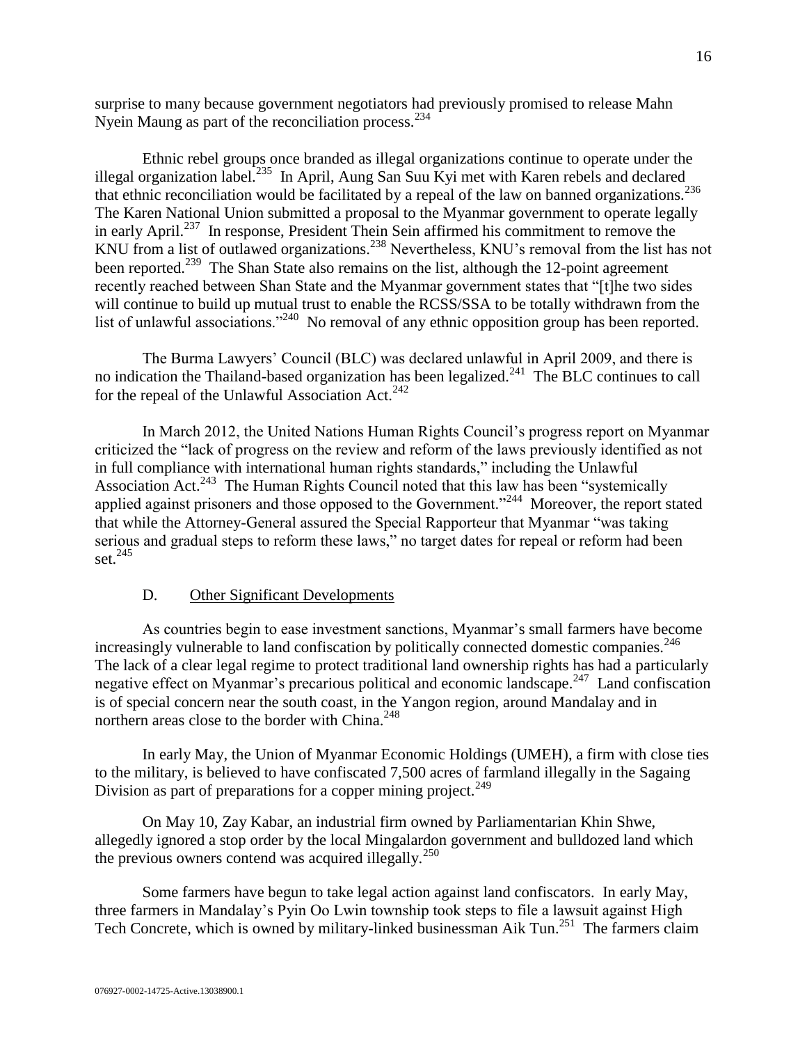surprise to many because government negotiators had previously promised to release Mahn Nyein Maung as part of the reconciliation process.[234]

Ethnic rebel groups once branded as illegal organizations continue to operate under the illegal organization label.[235] In April, Aung San Suu Kyi met with Karen rebels and declared that ethnic reconciliation would be facilitated by a repeal of the law on banned organizations.[236] The Karen National Union submitted a proposal to the Myanmar government to operate legally in early April.[237] In response, President Thein Sein affirmed his commitment to remove the KNU from a list of outlawed organizations.[238] Nevertheless, KNU's removal from the list has not been reported.[239] The Shan State also remains on the list, although the 12-point agreement recently reached between Shan State and the Myanmar government states that "[t]he two sides will continue to build up mutual trust to enable the RCSS/SSA to be totally withdrawn from the list of unlawful associations."[240] No removal of any ethnic opposition group has been reported.

The Burma Lawyers' Council (BLC) was declared unlawful in April 2009, and there is no indication the Thailand-based organization has been legalized.[241] The BLC continues to call for the repeal of the Unlawful Association Act.[242]

In March 2012, the United Nations Human Rights Council's progress report on Myanmar criticized the "lack of progress on the review and reform of the laws previously identified as not in full compliance with international human rights standards," including the Unlawful Association Act.[243] The Human Rights Council noted that this law has been "systemically applied against prisoners and those opposed to the Government."[244] Moreover, the report stated that while the Attorney-General assured the Special Rapporteur that Myanmar "was taking serious and gradual steps to reform these laws," no target dates for repeal or reform had been set.[245]

### D. Other Significant Developments

As countries begin to ease investment sanctions, Myanmar's small farmers have become increasingly vulnerable to land confiscation by politically connected domestic companies.[246] The lack of a clear legal regime to protect traditional land ownership rights has had a particularly negative effect on Myanmar's precarious political and economic landscape.[247] Land confiscation is of special concern near the south coast, in the Yangon region, around Mandalay and in northern areas close to the border with China.[248]

In early May, the Union of Myanmar Economic Holdings (UMEH), a firm with close ties to the military, is believed to have confiscated 7,500 acres of farmland illegally in the Sagaing Division as part of preparations for a copper mining project.[249]

On May 10, Zay Kabar, an industrial firm owned by Parliamentarian Khin Shwe, allegedly ignored a stop order by the local Mingalardon government and bulldozed land which the previous owners contend was acquired illegally.[250]

Some farmers have begun to take legal action against land confiscators. In early May, three farmers in Mandalay's Pyin Oo Lwin township took steps to file a lawsuit against High Tech Concrete, which is owned by military-linked businessman Aik Tun.[251] The farmers claim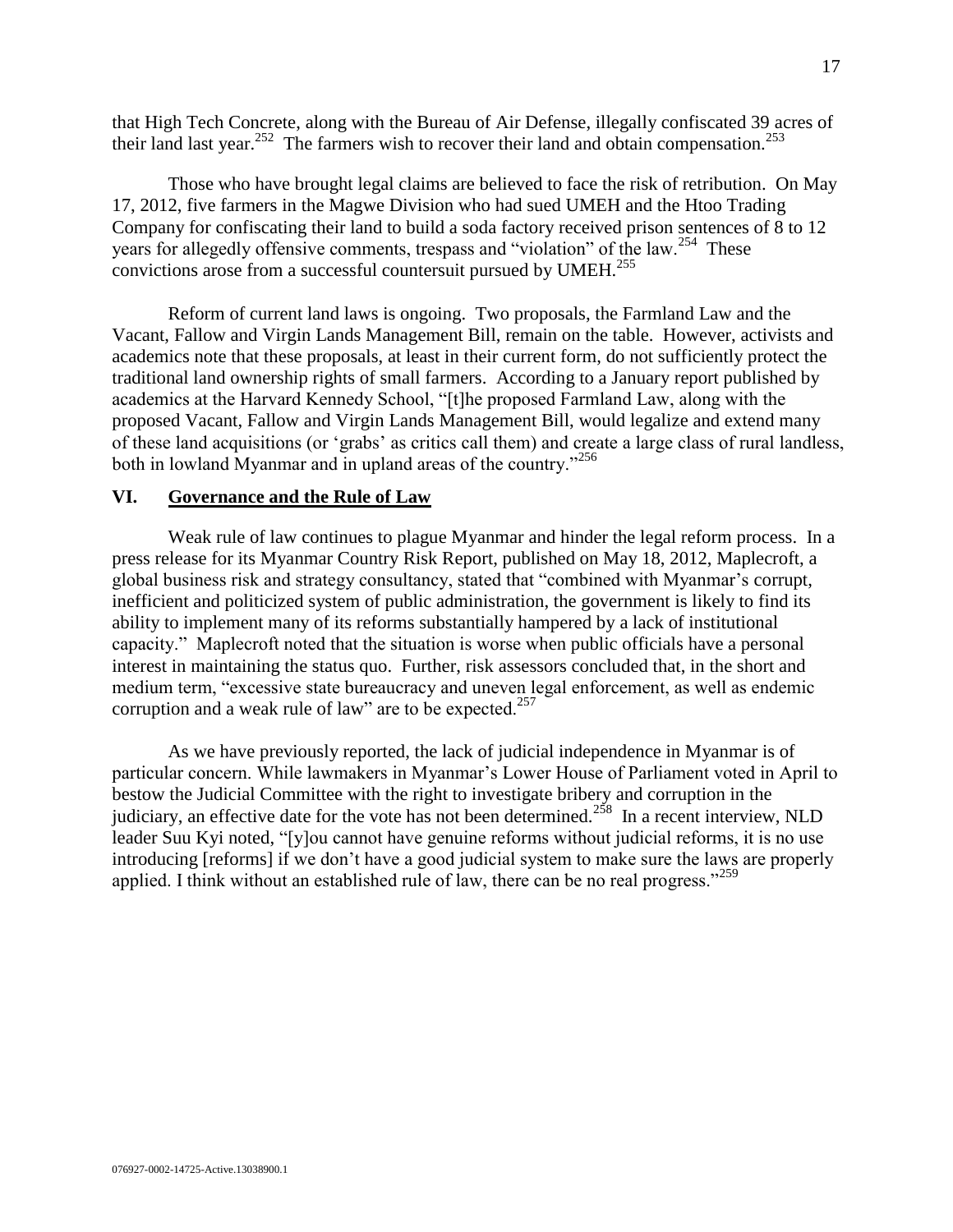that High Tech Concrete, along with the Bureau of Air Defense, illegally confiscated 39 acres of their land last year.[252] The farmers wish to recover their land and obtain compensation.[253]

Those who have brought legal claims are believed to face the risk of retribution. On May 17, 2012, five farmers in the Magwe Division who had sued UMEH and the Htoo Trading Company for confiscating their land to build a soda factory received prison sentences of 8 to 12 years for allegedly offensive comments, trespass and "violation" of the law.[254] These convictions arose from a successful countersuit pursued by UMEH.[255]

Reform of current land laws is ongoing. Two proposals, the Farmland Law and the Vacant, Fallow and Virgin Lands Management Bill, remain on the table. However, activists and academics note that these proposals, at least in their current form, do not sufficiently protect the traditional land ownership rights of small farmers. According to a January report published by academics at the Harvard Kennedy School, "[t]he proposed Farmland Law, along with the proposed Vacant, Fallow and Virgin Lands Management Bill, would legalize and extend many of these land acquisitions (or 'grabs' as critics call them) and create a large class of rural landless, both in lowland Myanmar and in upland areas of the country."[256]

## VI. Governance and the Rule of Law

Weak rule of law continues to plague Myanmar and hinder the legal reform process. In a press release for its Myanmar Country Risk Report, published on May 18, 2012, Maplecroft, a global business risk and strategy consultancy, stated that "combined with Myanmar's corrupt, inefficient and politicized system of public administration, the government is likely to find its ability to implement many of its reforms substantially hampered by a lack of institutional capacity." Maplecroft noted that the situation is worse when public officials have a personal interest in maintaining the status quo. Further, risk assessors concluded that, in the short and medium term, "excessive state bureaucracy and uneven legal enforcement, as well as endemic corruption and a weak rule of law" are to be expected.[257]

As we have previously reported, the lack of judicial independence in Myanmar is of particular concern. While lawmakers in Myanmar's Lower House of Parliament voted in April to bestow the Judicial Committee with the right to investigate bribery and corruption in the judiciary, an effective date for the vote has not been determined.[258] In a recent interview, NLD leader Suu Kyi noted, "[y]ou cannot have genuine reforms without judicial reforms, it is no use introducing [reforms] if we don't have a good judicial system to make sure the laws are properly applied. I think without an established rule of law, there can be no real progress."[259]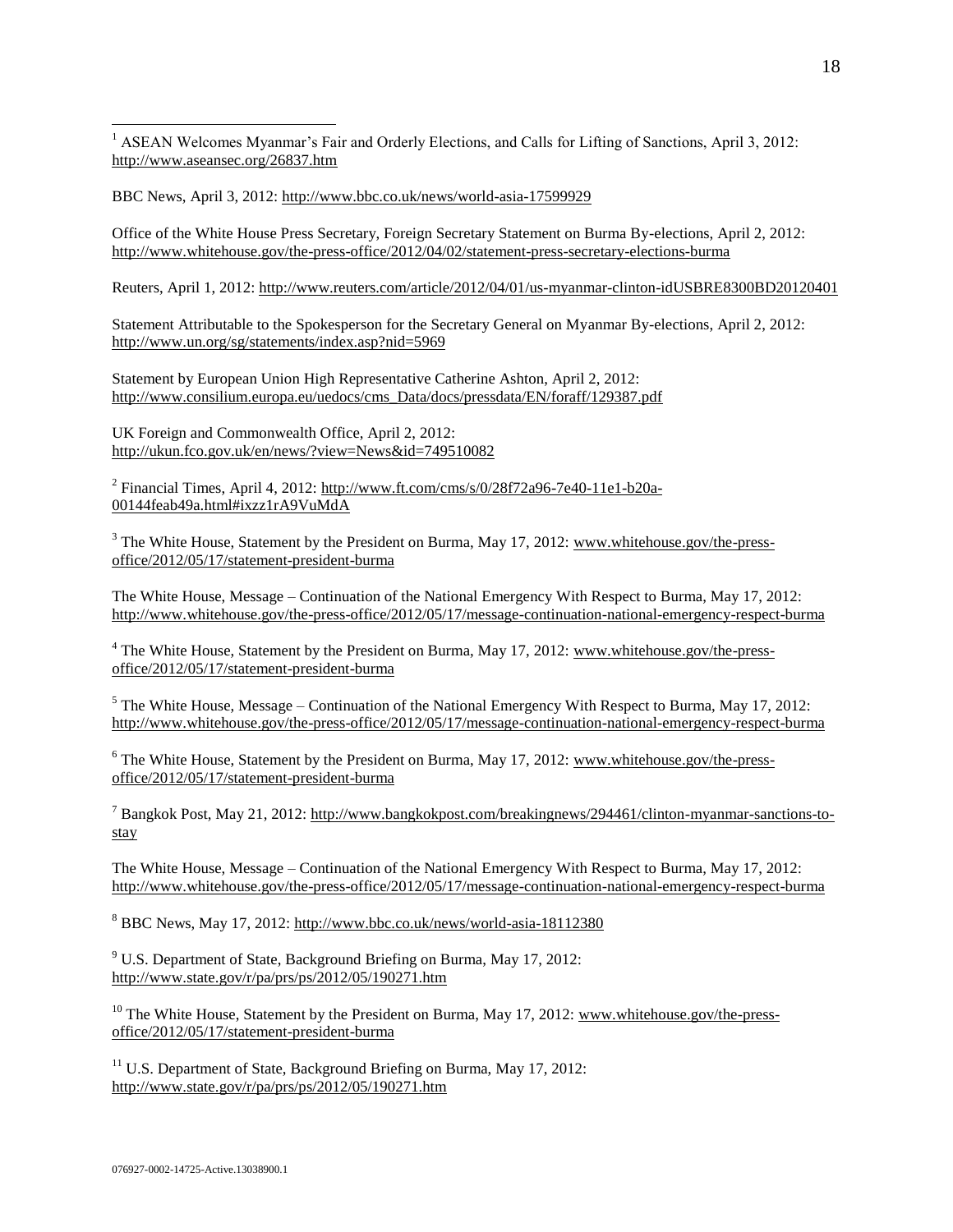[1] ASEAN Welcomes Myanmar's Fair and Orderly Elections, and Calls for Lifting of Sanctions, April 3, 2012: http://www.aseansec.org/26837.htm

BBC News, April 3, 2012: http://www.bbc.co.uk/news/world-asia-17599929

Office of the White House Press Secretary, Foreign Secretary Statement on Burma By-elections, April 2, 2012: http://www.whitehouse.gov/the-press-office/2012/04/02/statement-press-secretary-elections-burma

Reuters, April 1, 2012: http://www.reuters.com/article/2012/04/01/us-myanmar-clinton-idUSBRE8300BD20120401

Statement Attributable to the Spokesperson for the Secretary General on Myanmar By-elections, April 2, 2012: http://www.un.org/sg/statements/index.asp?nid=5969

Statement by European Union High Representative Catherine Ashton, April 2, 2012: http://www.consilium.europa.eu/uedocs/cms_Data/docs/pressdata/EN/foraff/129387.pdf

UK Foreign and Commonwealth Office, April 2, 2012: http://ukun.fco.gov.uk/en/news/?view=News&id=749510082

[2] Financial Times, April 4, 2012: http://www.ft.com/cms/s/0/28f72a96-7e40-11e1-b20a-00144feab49a.html#ixzz1rA9VuMdA

[3] The White House, Statement by the President on Burma, May 17, 2012: www.whitehouse.gov/the-press-office/2012/05/17/statement-president-burma

The White House, Message – Continuation of the National Emergency With Respect to Burma, May 17, 2012: http://www.whitehouse.gov/the-press-office/2012/05/17/message-continuation-national-emergency-respect-burma

[4] The White House, Statement by the President on Burma, May 17, 2012: www.whitehouse.gov/the-press-office/2012/05/17/statement-president-burma

[5] The White House, Message – Continuation of the National Emergency With Respect to Burma, May 17, 2012: http://www.whitehouse.gov/the-press-office/2012/05/17/message-continuation-national-emergency-respect-burma

[6] The White House, Statement by the President on Burma, May 17, 2012: www.whitehouse.gov/the-press-office/2012/05/17/statement-president-burma

[7] Bangkok Post, May 21, 2012: http://www.bangkokpost.com/breakingnews/294461/clinton-myanmar-sanctions-to-stay

The White House, Message – Continuation of the National Emergency With Respect to Burma, May 17, 2012: http://www.whitehouse.gov/the-press-office/2012/05/17/message-continuation-national-emergency-respect-burma

[8] BBC News, May 17, 2012: http://www.bbc.co.uk/news/world-asia-18112380

[9] U.S. Department of State, Background Briefing on Burma, May 17, 2012: http://www.state.gov/r/pa/prs/ps/2012/05/190271.htm

[10] The White House, Statement by the President on Burma, May 17, 2012: www.whitehouse.gov/the-press-office/2012/05/17/statement-president-burma

[11] U.S. Department of State, Background Briefing on Burma, May 17, 2012: http://www.state.gov/r/pa/prs/ps/2012/05/190271.htm

076927-0002-14725-Active.13038900.1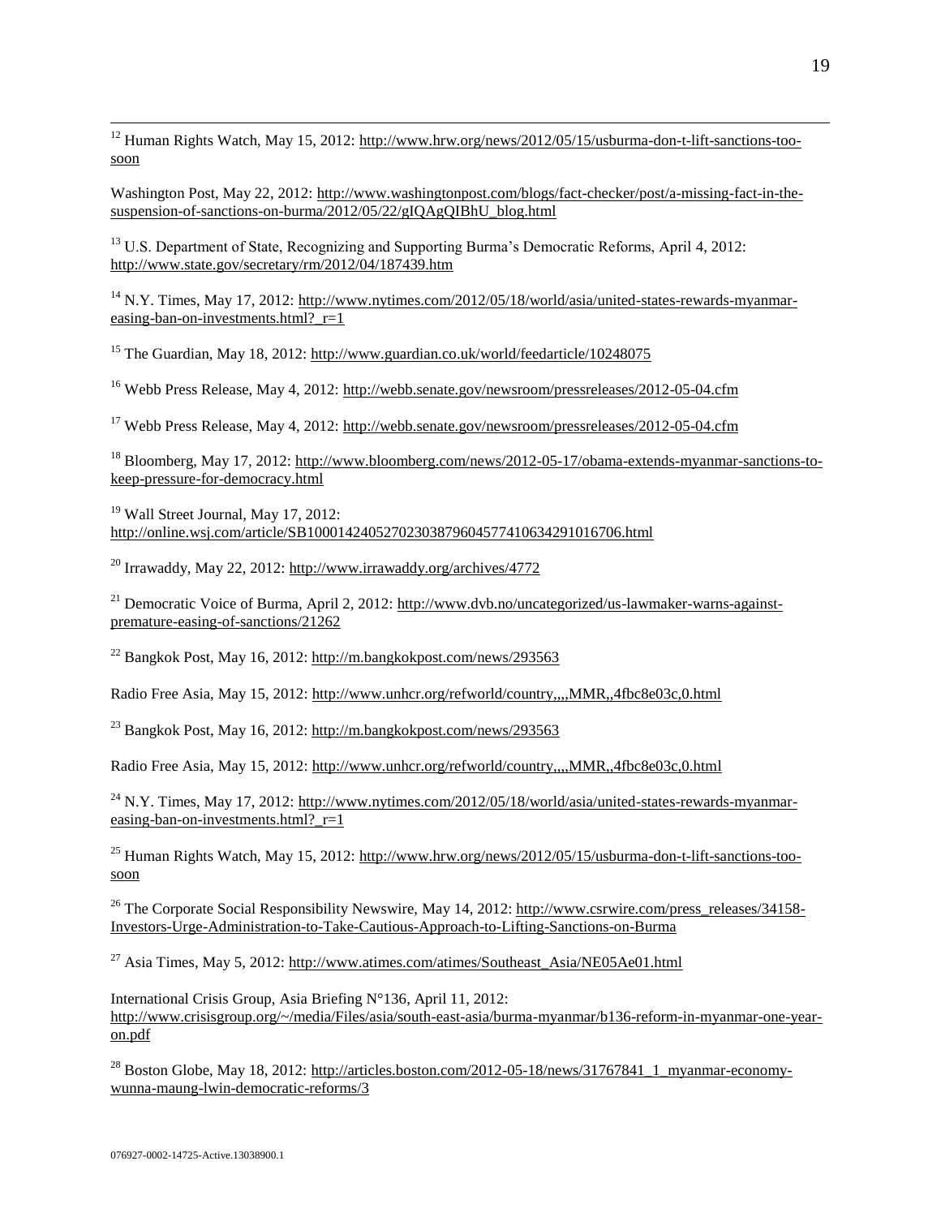[12] Human Rights Watch, May 15, 2012: http://www.hrw.org/news/2012/05/15/usburma-don-t-lift-sanctions-too-soon

Washington Post, May 22, 2012: http://www.washingtonpost.com/blogs/fact-checker/post/a-missing-fact-in-the-suspension-of-sanctions-on-burma/2012/05/22/gIQAgQIBhU_blog.html

[13] U.S. Department of State, Recognizing and Supporting Burma's Democratic Reforms, April 4, 2012: http://www.state.gov/secretary/rm/2012/04/187439.htm

[14] N.Y. Times, May 17, 2012: http://www.nytimes.com/2012/05/18/world/asia/united-states-rewards-myanmar-easing-ban-on-investments.html?_r=1

[15] The Guardian, May 18, 2012: http://www.guardian.co.uk/world/feedarticle/10248075

[16] Webb Press Release, May 4, 2012: http://webb.senate.gov/newsroom/pressreleases/2012-05-04.cfm

[17] Webb Press Release, May 4, 2012: http://webb.senate.gov/newsroom/pressreleases/2012-05-04.cfm

[18] Bloomberg, May 17, 2012: http://www.bloomberg.com/news/2012-05-17/obama-extends-myanmar-sanctions-to-keep-pressure-for-democracy.html

[19] Wall Street Journal, May 17, 2012: http://online.wsj.com/article/SB10001424052702303879604577410634291016706.html

[20] Irrawaddy, May 22, 2012: http://www.irrawaddy.org/archives/4772

[21] Democratic Voice of Burma, April 2, 2012: http://www.dvb.no/uncategorized/us-lawmaker-warns-against-premature-easing-of-sanctions/21262

[22] Bangkok Post, May 16, 2012: http://m.bangkokpost.com/news/293563

Radio Free Asia, May 15, 2012: http://www.unhcr.org/refworld/country,,,,MMR,,4fbc8e03c,0.html

[23] Bangkok Post, May 16, 2012: http://m.bangkokpost.com/news/293563

Radio Free Asia, May 15, 2012: http://www.unhcr.org/refworld/country,,,,MMR,,4fbc8e03c,0.html

[24] N.Y. Times, May 17, 2012: http://www.nytimes.com/2012/05/18/world/asia/united-states-rewards-myanmar-easing-ban-on-investments.html?_r=1

[25] Human Rights Watch, May 15, 2012: http://www.hrw.org/news/2012/05/15/usburma-don-t-lift-sanctions-too-soon

[26] The Corporate Social Responsibility Newswire, May 14, 2012: http://www.csrwire.com/press_releases/34158-Investors-Urge-Administration-to-Take-Cautious-Approach-to-Lifting-Sanctions-on-Burma

[27] Asia Times, May 5, 2012: http://www.atimes.com/atimes/Southeast_Asia/NE05Ae01.html

International Crisis Group, Asia Briefing N°136, April 11, 2012: http://www.crisisgroup.org/~/media/Files/asia/south-east-asia/burma-myanmar/b136-reform-in-myanmar-one-year-on.pdf

[28] Boston Globe, May 18, 2012: http://articles.boston.com/2012-05-18/news/31767841_1_myanmar-economy-wunna-maung-lwin-democratic-reforms/3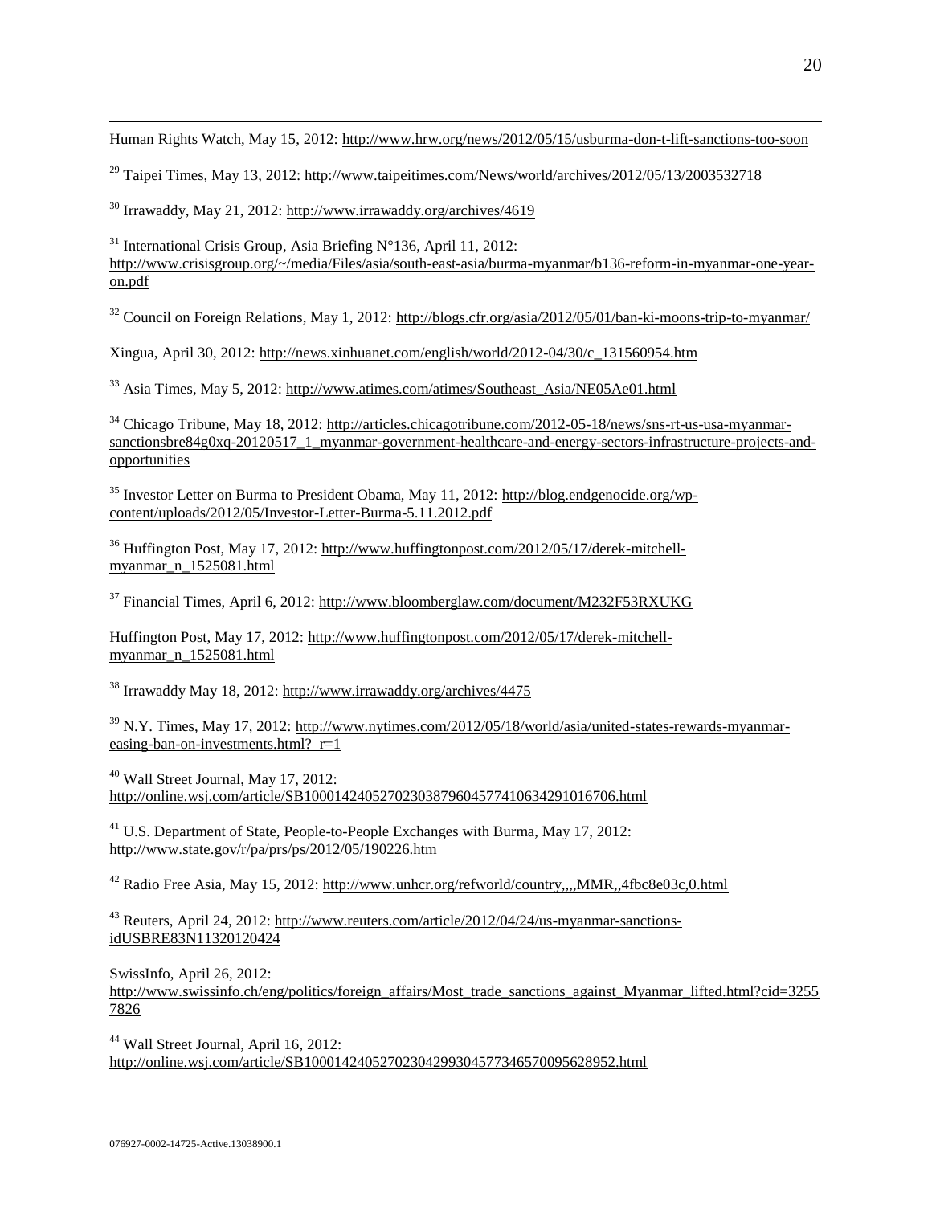Human Rights Watch, May 15, 2012: http://www.hrw.org/news/2012/05/15/usburma-don-t-lift-sanctions-too-soon

[29] Taipei Times, May 13, 2012: http://www.taipeitimes.com/News/world/archives/2012/05/13/2003532718

[30] Irrawaddy, May 21, 2012: http://www.irrawaddy.org/archives/4619

[31] International Crisis Group, Asia Briefing N°136, April 11, 2012: http://www.crisisgroup.org/~/media/Files/asia/south-east-asia/burma-myanmar/b136-reform-in-myanmar-one-year-on.pdf

[32] Council on Foreign Relations, May 1, 2012: http://blogs.cfr.org/asia/2012/05/01/ban-ki-moons-trip-to-myanmar/

Xingua, April 30, 2012: http://news.xinhuanet.com/english/world/2012-04/30/c_131560954.htm

[33] Asia Times, May 5, 2012: http://www.atimes.com/atimes/Southeast_Asia/NE05Ae01.html

[34] Chicago Tribune, May 18, 2012: http://articles.chicagotribune.com/2012-05-18/news/sns-rt-us-usa-myanmar-sanctionsbre84g0xq-20120517_1_myanmar-government-healthcare-and-energy-sectors-infrastructure-projects-and-opportunities

[35] Investor Letter on Burma to President Obama, May 11, 2012: http://blog.endgenocide.org/wp-content/uploads/2012/05/Investor-Letter-Burma-5.11.2012.pdf

[36] Huffington Post, May 17, 2012: http://www.huffingtonpost.com/2012/05/17/derek-mitchell-myanmar_n_1525081.html

[37] Financial Times, April 6, 2012: http://www.bloomberglaw.com/document/M232F53RXUKG

Huffington Post, May 17, 2012: http://www.huffingtonpost.com/2012/05/17/derek-mitchell-myanmar_n_1525081.html

[38] Irrawaddy May 18, 2012: http://www.irrawaddy.org/archives/4475

[39] N.Y. Times, May 17, 2012: http://www.nytimes.com/2012/05/18/world/asia/united-states-rewards-myanmar-easing-ban-on-investments.html?_r=1

[40] Wall Street Journal, May 17, 2012: http://online.wsj.com/article/SB10001424052702303879604577410634291016706.html

[41] U.S. Department of State, People-to-People Exchanges with Burma, May 17, 2012: http://www.state.gov/r/pa/prs/ps/2012/05/190226.htm

[42] Radio Free Asia, May 15, 2012: http://www.unhcr.org/refworld/country,,,,MMR,,4fbc8e03c,0.html

[43] Reuters, April 24, 2012: http://www.reuters.com/article/2012/04/24/us-myanmar-sanctions-idUSBRE83N11320120424

SwissInfo, April 26, 2012: http://www.swissinfo.ch/eng/politics/foreign_affairs/Most_trade_sanctions_against_Myanmar_lifted.html?cid=32557826

[44] Wall Street Journal, April 16, 2012: http://online.wsj.com/article/SB10001424052702304299304577346570095628952.html

076927-0002-14725-Active.13038900.1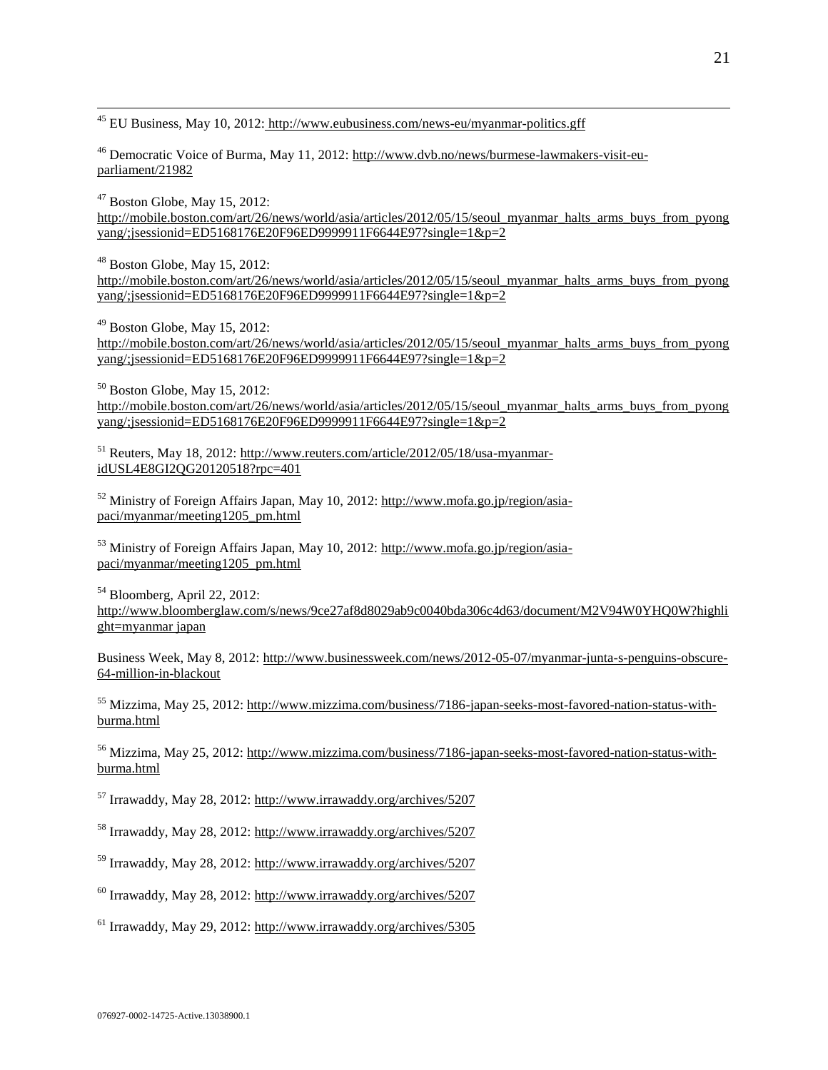[45] EU Business, May 10, 2012: http://www.eubusiness.com/news-eu/myanmar-politics.gff

[46] Democratic Voice of Burma, May 11, 2012: http://www.dvb.no/news/burmese-lawmakers-visit-eu-parliament/21982

[47] Boston Globe, May 15, 2012: http://mobile.boston.com/art/26/news/world/asia/articles/2012/05/15/seoul_myanmar_halts_arms_buys_from_pyongyang/;jsessionid=ED5168176E20F96ED9999911F6644E97?single=1&p=2

[48] Boston Globe, May 15, 2012: http://mobile.boston.com/art/26/news/world/asia/articles/2012/05/15/seoul_myanmar_halts_arms_buys_from_pyongyang/;jsessionid=ED5168176E20F96ED9999911F6644E97?single=1&p=2

[49] Boston Globe, May 15, 2012: http://mobile.boston.com/art/26/news/world/asia/articles/2012/05/15/seoul_myanmar_halts_arms_buys_from_pyongyang/;jsessionid=ED5168176E20F96ED9999911F6644E97?single=1&p=2

[50] Boston Globe, May 15, 2012: http://mobile.boston.com/art/26/news/world/asia/articles/2012/05/15/seoul_myanmar_halts_arms_buys_from_pyongyang/;jsessionid=ED5168176E20F96ED9999911F6644E97?single=1&p=2

[51] Reuters, May 18, 2012: http://www.reuters.com/article/2012/05/18/usa-myanmar-idUSL4E8GI2QG20120518?rpc=401

[52] Ministry of Foreign Affairs Japan, May 10, 2012: http://www.mofa.go.jp/region/asia-paci/myanmar/meeting1205_pm.html

[53] Ministry of Foreign Affairs Japan, May 10, 2012: http://www.mofa.go.jp/region/asia-paci/myanmar/meeting1205_pm.html

[54] Bloomberg, April 22, 2012: http://www.bloomberglaw.com/s/news/9ce27af8d8029ab9c0040bda306c4d63/document/M2V94W0YHQ0W?highlight=myanmar japan

Business Week, May 8, 2012: http://www.businessweek.com/news/2012-05-07/myanmar-junta-s-penguins-obscure-64-million-in-blackout

[55] Mizzima, May 25, 2012: http://www.mizzima.com/business/7186-japan-seeks-most-favored-nation-status-with-burma.html

[56] Mizzima, May 25, 2012: http://www.mizzima.com/business/7186-japan-seeks-most-favored-nation-status-with-burma.html

[57] Irrawaddy, May 28, 2012: http://www.irrawaddy.org/archives/5207

[58] Irrawaddy, May 28, 2012: http://www.irrawaddy.org/archives/5207

[59] Irrawaddy, May 28, 2012: http://www.irrawaddy.org/archives/5207

[60] Irrawaddy, May 28, 2012: http://www.irrawaddy.org/archives/5207

[61] Irrawaddy, May 29, 2012: http://www.irrawaddy.org/archives/5305

076927-0002-14725-Active.13038900.1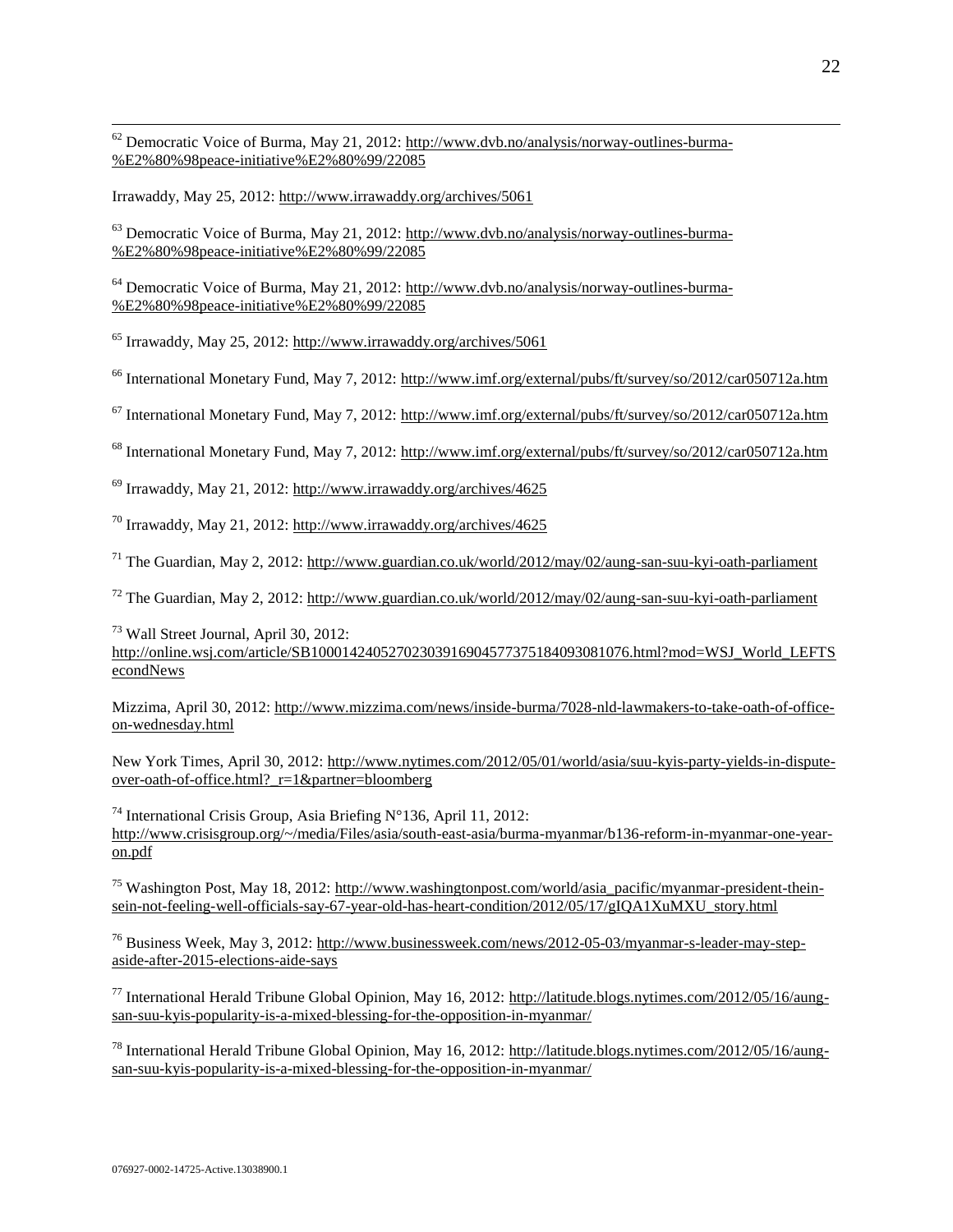[62] Democratic Voice of Burma, May 21, 2012: http://www.dvb.no/analysis/norway-outlines-burma-%E2%80%98peace-initiative%E2%80%99/22085

Irrawaddy, May 25, 2012: http://www.irrawaddy.org/archives/5061

[63] Democratic Voice of Burma, May 21, 2012: http://www.dvb.no/analysis/norway-outlines-burma-%E2%80%98peace-initiative%E2%80%99/22085

[64] Democratic Voice of Burma, May 21, 2012: http://www.dvb.no/analysis/norway-outlines-burma-%E2%80%98peace-initiative%E2%80%99/22085

[65] Irrawaddy, May 25, 2012: http://www.irrawaddy.org/archives/5061

[66] International Monetary Fund, May 7, 2012: http://www.imf.org/external/pubs/ft/survey/so/2012/car050712a.htm

[67] International Monetary Fund, May 7, 2012: http://www.imf.org/external/pubs/ft/survey/so/2012/car050712a.htm

[68] International Monetary Fund, May 7, 2012: http://www.imf.org/external/pubs/ft/survey/so/2012/car050712a.htm

[69] Irrawaddy, May 21, 2012: http://www.irrawaddy.org/archives/4625

[70] Irrawaddy, May 21, 2012: http://www.irrawaddy.org/archives/4625

[71] The Guardian, May 2, 2012: http://www.guardian.co.uk/world/2012/may/02/aung-san-suu-kyi-oath-parliament

[72] The Guardian, May 2, 2012: http://www.guardian.co.uk/world/2012/may/02/aung-san-suu-kyi-oath-parliament

[73] Wall Street Journal, April 30, 2012: http://online.wsj.com/article/SB10001424052702303916904577375184093081076.html?mod=WSJ_World_LEFTSecondNews

Mizzima, April 30, 2012: http://www.mizzima.com/news/inside-burma/7028-nld-lawmakers-to-take-oath-of-office-on-wednesday.html

New York Times, April 30, 2012: http://www.nytimes.com/2012/05/01/world/asia/suu-kyis-party-yields-in-dispute-over-oath-of-office.html?_r=1&partner=bloomberg

[74] International Crisis Group, Asia Briefing N°136, April 11, 2012: http://www.crisisgroup.org/~/media/Files/asia/south-east-asia/burma-myanmar/b136-reform-in-myanmar-one-year-on.pdf

[75] Washington Post, May 18, 2012: http://www.washingtonpost.com/world/asia_pacific/myanmar-president-thein-sein-not-feeling-well-officials-say-67-year-old-has-heart-condition/2012/05/17/gIQA1XuMXU_story.html

[76] Business Week, May 3, 2012: http://www.businessweek.com/news/2012-05-03/myanmar-s-leader-may-step-aside-after-2015-elections-aide-says

[77] International Herald Tribune Global Opinion, May 16, 2012: http://latitude.blogs.nytimes.com/2012/05/16/aung-san-suu-kyis-popularity-is-a-mixed-blessing-for-the-opposition-in-myanmar/

[78] International Herald Tribune Global Opinion, May 16, 2012: http://latitude.blogs.nytimes.com/2012/05/16/aung-san-suu-kyis-popularity-is-a-mixed-blessing-for-the-opposition-in-myanmar/

076927-0002-14725-Active.13038900.1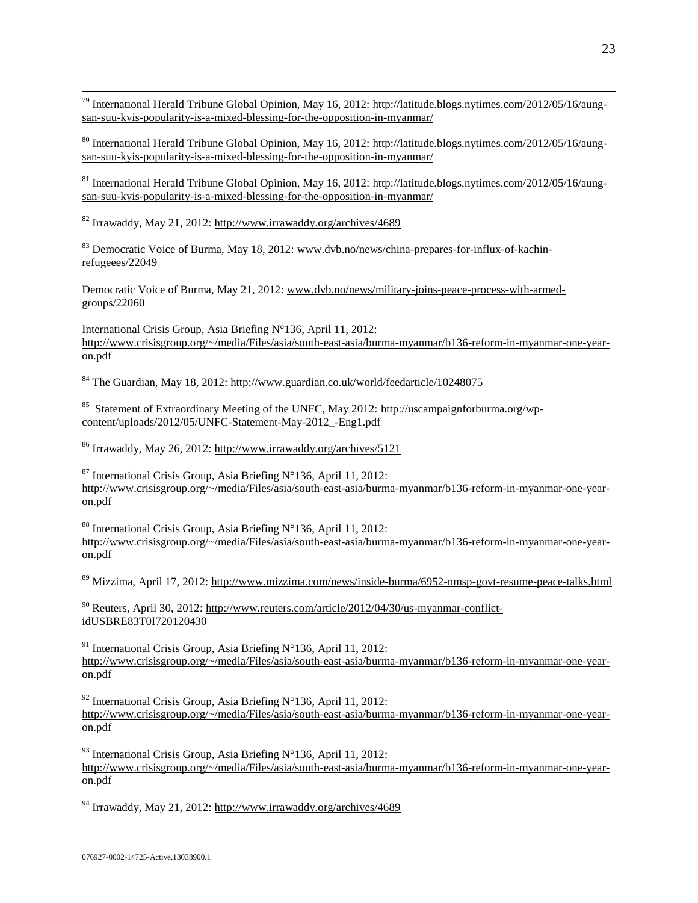[79] International Herald Tribune Global Opinion, May 16, 2012: http://latitude.blogs.nytimes.com/2012/05/16/aung-san-suu-kyis-popularity-is-a-mixed-blessing-for-the-opposition-in-myanmar/

[80] International Herald Tribune Global Opinion, May 16, 2012: http://latitude.blogs.nytimes.com/2012/05/16/aung-san-suu-kyis-popularity-is-a-mixed-blessing-for-the-opposition-in-myanmar/

[81] International Herald Tribune Global Opinion, May 16, 2012: http://latitude.blogs.nytimes.com/2012/05/16/aung-san-suu-kyis-popularity-is-a-mixed-blessing-for-the-opposition-in-myanmar/

[82] Irrawaddy, May 21, 2012: http://www.irrawaddy.org/archives/4689

[83] Democratic Voice of Burma, May 18, 2012: www.dvb.no/news/china-prepares-for-influx-of-kachin-refugeees/22049

Democratic Voice of Burma, May 21, 2012: www.dvb.no/news/military-joins-peace-process-with-armed-groups/22060

International Crisis Group, Asia Briefing N°136, April 11, 2012: http://www.crisisgroup.org/~/media/Files/asia/south-east-asia/burma-myanmar/b136-reform-in-myanmar-one-year-on.pdf

[84] The Guardian, May 18, 2012: http://www.guardian.co.uk/world/feedarticle/10248075

[85] Statement of Extraordinary Meeting of the UNFC, May 2012: http://uscampaignforburma.org/wp-content/uploads/2012/05/UNFC-Statement-May-2012_-Eng1.pdf

[86] Irrawaddy, May 26, 2012: http://www.irrawaddy.org/archives/5121

[87] International Crisis Group, Asia Briefing N°136, April 11, 2012: http://www.crisisgroup.org/~/media/Files/asia/south-east-asia/burma-myanmar/b136-reform-in-myanmar-one-year-on.pdf

[88] International Crisis Group, Asia Briefing N°136, April 11, 2012: http://www.crisisgroup.org/~/media/Files/asia/south-east-asia/burma-myanmar/b136-reform-in-myanmar-one-year-on.pdf

[89] Mizzima, April 17, 2012: http://www.mizzima.com/news/inside-burma/6952-nmsp-govt-resume-peace-talks.html

[90] Reuters, April 30, 2012: http://www.reuters.com/article/2012/04/30/us-myanmar-conflict-idUSBRE83T0I720120430

[91] International Crisis Group, Asia Briefing N°136, April 11, 2012: http://www.crisisgroup.org/~/media/Files/asia/south-east-asia/burma-myanmar/b136-reform-in-myanmar-one-year-on.pdf

[92] International Crisis Group, Asia Briefing N°136, April 11, 2012: http://www.crisisgroup.org/~/media/Files/asia/south-east-asia/burma-myanmar/b136-reform-in-myanmar-one-year-on.pdf

[93] International Crisis Group, Asia Briefing N°136, April 11, 2012: http://www.crisisgroup.org/~/media/Files/asia/south-east-asia/burma-myanmar/b136-reform-in-myanmar-one-year-on.pdf

[94] Irrawaddy, May 21, 2012: http://www.irrawaddy.org/archives/4689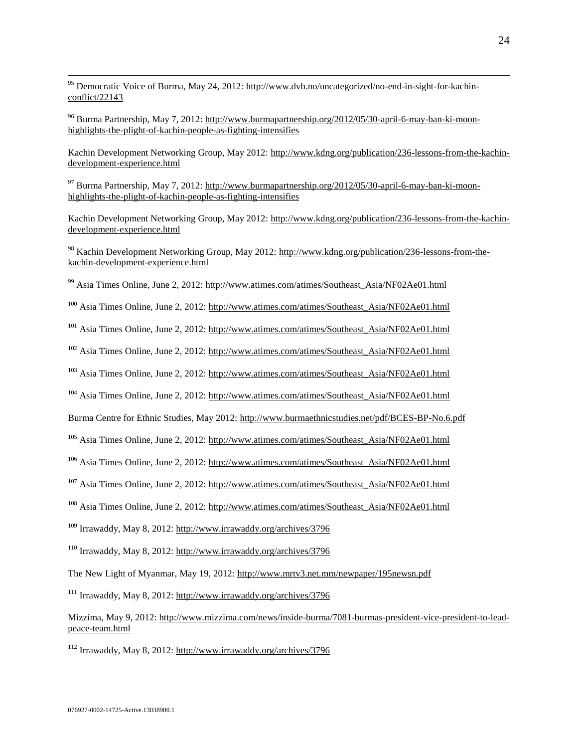[95] Democratic Voice of Burma, May 24, 2012: http://www.dvb.no/uncategorized/no-end-in-sight-for-kachin-conflict/22143

[96] Burma Partnership, May 7, 2012: http://www.burmapartnership.org/2012/05/30-april-6-may-ban-ki-moon-highlights-the-plight-of-kachin-people-as-fighting-intensifies

Kachin Development Networking Group, May 2012: http://www.kdng.org/publication/236-lessons-from-the-kachin-development-experience.html

[97] Burma Partnership, May 7, 2012: http://www.burmapartnership.org/2012/05/30-april-6-may-ban-ki-moon-highlights-the-plight-of-kachin-people-as-fighting-intensifies

Kachin Development Networking Group, May 2012: http://www.kdng.org/publication/236-lessons-from-the-kachin-development-experience.html

[98] Kachin Development Networking Group, May 2012: http://www.kdng.org/publication/236-lessons-from-the-kachin-development-experience.html

[99] Asia Times Online, June 2, 2012: http://www.atimes.com/atimes/Southeast_Asia/NF02Ae01.html

[100] Asia Times Online, June 2, 2012: http://www.atimes.com/atimes/Southeast_Asia/NF02Ae01.html

[101] Asia Times Online, June 2, 2012: http://www.atimes.com/atimes/Southeast_Asia/NF02Ae01.html

[102] Asia Times Online, June 2, 2012: http://www.atimes.com/atimes/Southeast_Asia/NF02Ae01.html

[103] Asia Times Online, June 2, 2012: http://www.atimes.com/atimes/Southeast_Asia/NF02Ae01.html

[104] Asia Times Online, June 2, 2012: http://www.atimes.com/atimes/Southeast_Asia/NF02Ae01.html

Burma Centre for Ethnic Studies, May 2012: http://www.burmaethnicstudies.net/pdf/BCES-BP-No.6.pdf

[105] Asia Times Online, June 2, 2012: http://www.atimes.com/atimes/Southeast_Asia/NF02Ae01.html

[106] Asia Times Online, June 2, 2012: http://www.atimes.com/atimes/Southeast_Asia/NF02Ae01.html

[107] Asia Times Online, June 2, 2012: http://www.atimes.com/atimes/Southeast_Asia/NF02Ae01.html

[108] Asia Times Online, June 2, 2012: http://www.atimes.com/atimes/Southeast_Asia/NF02Ae01.html

[109] Irrawaddy, May 8, 2012: http://www.irrawaddy.org/archives/3796

[110] Irrawaddy, May 8, 2012: http://www.irrawaddy.org/archives/3796

The New Light of Myanmar, May 19, 2012: http://www.mrtv3.net.mm/newpaper/195newsn.pdf

[111] Irrawaddy, May 8, 2012: http://www.irrawaddy.org/archives/3796

Mizzima, May 9, 2012: http://www.mizzima.com/news/inside-burma/7081-burmas-president-vice-president-to-lead-peace-team.html

[112] Irrawaddy, May 8, 2012: http://www.irrawaddy.org/archives/3796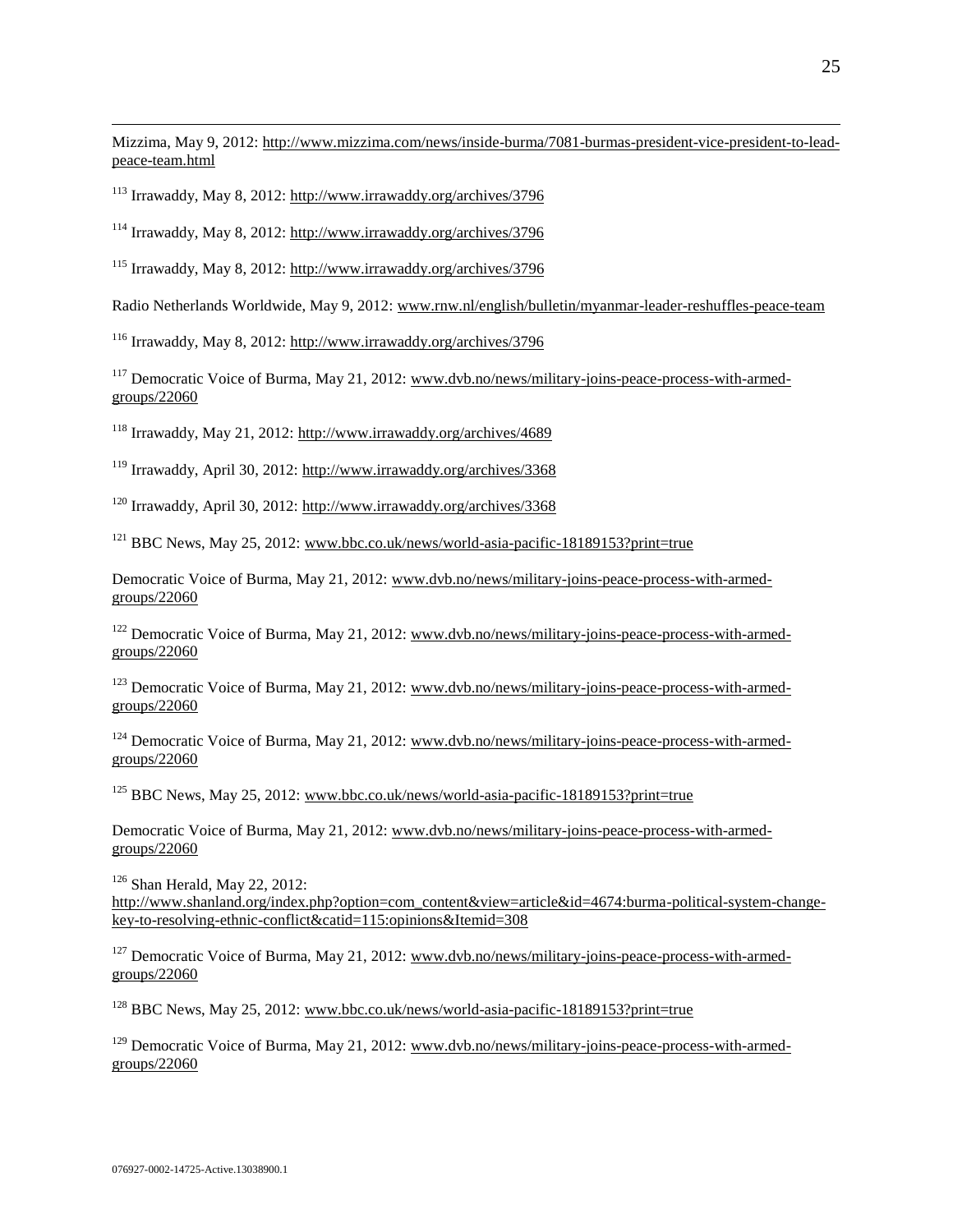Mizzima, May 9, 2012: http://www.mizzima.com/news/inside-burma/7081-burmas-president-vice-president-to-lead-peace-team.html

[113] Irrawaddy, May 8, 2012: http://www.irrawaddy.org/archives/3796

[114] Irrawaddy, May 8, 2012: http://www.irrawaddy.org/archives/3796

[115] Irrawaddy, May 8, 2012: http://www.irrawaddy.org/archives/3796

Radio Netherlands Worldwide, May 9, 2012: www.rnw.nl/english/bulletin/myanmar-leader-reshuffles-peace-team

[116] Irrawaddy, May 8, 2012: http://www.irrawaddy.org/archives/3796

[117] Democratic Voice of Burma, May 21, 2012: www.dvb.no/news/military-joins-peace-process-with-armed-groups/22060

[118] Irrawaddy, May 21, 2012: http://www.irrawaddy.org/archives/4689

[119] Irrawaddy, April 30, 2012: http://www.irrawaddy.org/archives/3368

[120] Irrawaddy, April 30, 2012: http://www.irrawaddy.org/archives/3368

[121] BBC News, May 25, 2012: www.bbc.co.uk/news/world-asia-pacific-18189153?print=true

Democratic Voice of Burma, May 21, 2012: www.dvb.no/news/military-joins-peace-process-with-armed-groups/22060

[122] Democratic Voice of Burma, May 21, 2012: www.dvb.no/news/military-joins-peace-process-with-armed-groups/22060

[123] Democratic Voice of Burma, May 21, 2012: www.dvb.no/news/military-joins-peace-process-with-armed-groups/22060

[124] Democratic Voice of Burma, May 21, 2012: www.dvb.no/news/military-joins-peace-process-with-armed-groups/22060

[125] BBC News, May 25, 2012: www.bbc.co.uk/news/world-asia-pacific-18189153?print=true

Democratic Voice of Burma, May 21, 2012: www.dvb.no/news/military-joins-peace-process-with-armed-groups/22060

[126] Shan Herald, May 22, 2012: http://www.shanland.org/index.php?option=com_content&view=article&id=4674:burma-political-system-change-key-to-resolving-ethnic-conflict&catid=115:opinions&Itemid=308

[127] Democratic Voice of Burma, May 21, 2012: www.dvb.no/news/military-joins-peace-process-with-armed-groups/22060

[128] BBC News, May 25, 2012: www.bbc.co.uk/news/world-asia-pacific-18189153?print=true

[129] Democratic Voice of Burma, May 21, 2012: www.dvb.no/news/military-joins-peace-process-with-armed-groups/22060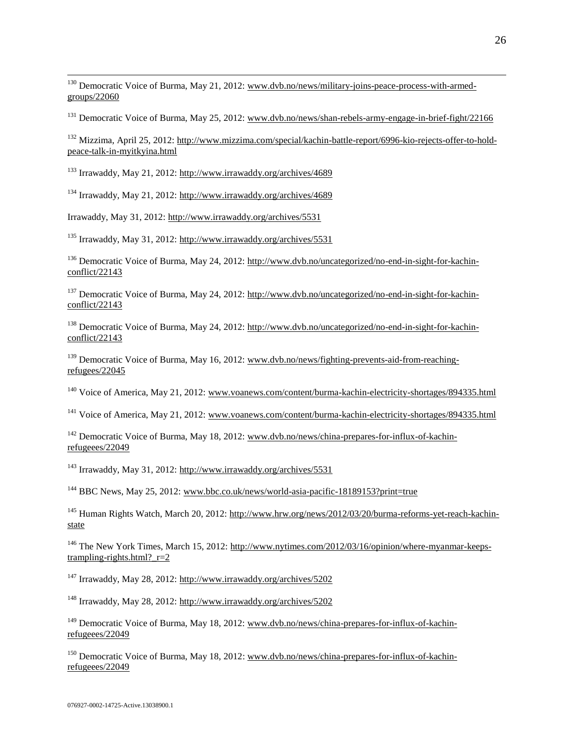[130] Democratic Voice of Burma, May 21, 2012: www.dvb.no/news/military-joins-peace-process-with-armed-groups/22060

[131] Democratic Voice of Burma, May 25, 2012: www.dvb.no/news/shan-rebels-army-engage-in-brief-fight/22166

[132] Mizzima, April 25, 2012: http://www.mizzima.com/special/kachin-battle-report/6996-kio-rejects-offer-to-hold-peace-talk-in-myitkyina.html

[133] Irrawaddy, May 21, 2012: http://www.irrawaddy.org/archives/4689

[134] Irrawaddy, May 21, 2012: http://www.irrawaddy.org/archives/4689

Irrawaddy, May 31, 2012: http://www.irrawaddy.org/archives/5531

[135] Irrawaddy, May 31, 2012: http://www.irrawaddy.org/archives/5531

[136] Democratic Voice of Burma, May 24, 2012: http://www.dvb.no/uncategorized/no-end-in-sight-for-kachin-conflict/22143

[137] Democratic Voice of Burma, May 24, 2012: http://www.dvb.no/uncategorized/no-end-in-sight-for-kachin-conflict/22143

[138] Democratic Voice of Burma, May 24, 2012: http://www.dvb.no/uncategorized/no-end-in-sight-for-kachin-conflict/22143

[139] Democratic Voice of Burma, May 16, 2012: www.dvb.no/news/fighting-prevents-aid-from-reaching-refugees/22045

[140] Voice of America, May 21, 2012: www.voanews.com/content/burma-kachin-electricity-shortages/894335.html

[141] Voice of America, May 21, 2012: www.voanews.com/content/burma-kachin-electricity-shortages/894335.html

[142] Democratic Voice of Burma, May 18, 2012: www.dvb.no/news/china-prepares-for-influx-of-kachin-refugeees/22049

[143] Irrawaddy, May 31, 2012: http://www.irrawaddy.org/archives/5531

[144] BBC News, May 25, 2012: www.bbc.co.uk/news/world-asia-pacific-18189153?print=true

[145] Human Rights Watch, March 20, 2012: http://www.hrw.org/news/2012/03/20/burma-reforms-yet-reach-kachin-state

[146] The New York Times, March 15, 2012: http://www.nytimes.com/2012/03/16/opinion/where-myanmar-keeps-trampling-rights.html?_r=2

[147] Irrawaddy, May 28, 2012: http://www.irrawaddy.org/archives/5202

[148] Irrawaddy, May 28, 2012: http://www.irrawaddy.org/archives/5202

[149] Democratic Voice of Burma, May 18, 2012: www.dvb.no/news/china-prepares-for-influx-of-kachin-refugeees/22049

[150] Democratic Voice of Burma, May 18, 2012: www.dvb.no/news/china-prepares-for-influx-of-kachin-refugeees/22049

076927-0002-14725-Active.13038900.1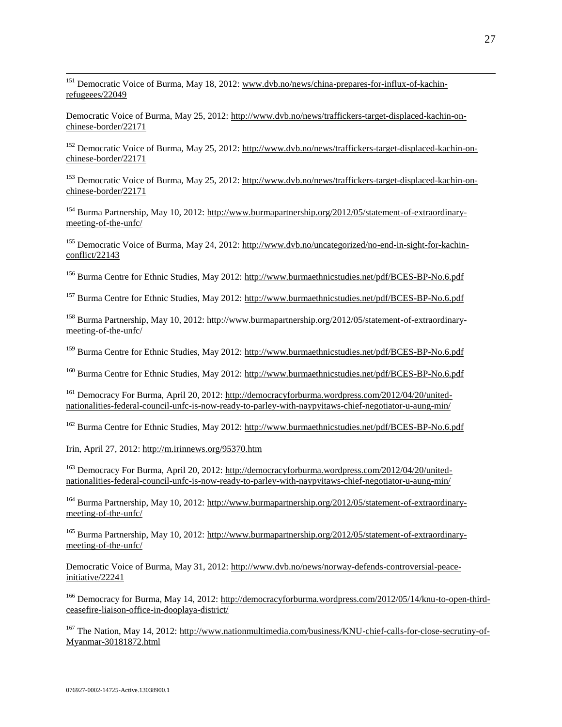[151] Democratic Voice of Burma, May 18, 2012: www.dvb.no/news/china-prepares-for-influx-of-kachin-refugeees/22049

Democratic Voice of Burma, May 25, 2012: http://www.dvb.no/news/traffickers-target-displaced-kachin-on-chinese-border/22171

[152] Democratic Voice of Burma, May 25, 2012: http://www.dvb.no/news/traffickers-target-displaced-kachin-on-chinese-border/22171

[153] Democratic Voice of Burma, May 25, 2012: http://www.dvb.no/news/traffickers-target-displaced-kachin-on-chinese-border/22171

[154] Burma Partnership, May 10, 2012: http://www.burmapartnership.org/2012/05/statement-of-extraordinary-meeting-of-the-unfc/

[155] Democratic Voice of Burma, May 24, 2012: http://www.dvb.no/uncategorized/no-end-in-sight-for-kachin-conflict/22143

[156] Burma Centre for Ethnic Studies, May 2012: http://www.burmaethnicstudies.net/pdf/BCES-BP-No.6.pdf

[157] Burma Centre for Ethnic Studies, May 2012: http://www.burmaethnicstudies.net/pdf/BCES-BP-No.6.pdf

[158] Burma Partnership, May 10, 2012: http://www.burmapartnership.org/2012/05/statement-of-extraordinary-meeting-of-the-unfc/

[159] Burma Centre for Ethnic Studies, May 2012: http://www.burmaethnicstudies.net/pdf/BCES-BP-No.6.pdf

[160] Burma Centre for Ethnic Studies, May 2012: http://www.burmaethnicstudies.net/pdf/BCES-BP-No.6.pdf

[161] Democracy For Burma, April 20, 2012: http://democracyforburma.wordpress.com/2012/04/20/united-nationalities-federal-council-unfc-is-now-ready-to-parley-with-naypyitaws-chief-negotiator-u-aung-min/

[162] Burma Centre for Ethnic Studies, May 2012: http://www.burmaethnicstudies.net/pdf/BCES-BP-No.6.pdf

Irin, April 27, 2012: http://m.irinnews.org/95370.htm

[163] Democracy For Burma, April 20, 2012: http://democracyforburma.wordpress.com/2012/04/20/united-nationalities-federal-council-unfc-is-now-ready-to-parley-with-naypyitaws-chief-negotiator-u-aung-min/

[164] Burma Partnership, May 10, 2012: http://www.burmapartnership.org/2012/05/statement-of-extraordinary-meeting-of-the-unfc/

[165] Burma Partnership, May 10, 2012: http://www.burmapartnership.org/2012/05/statement-of-extraordinary-meeting-of-the-unfc/

Democratic Voice of Burma, May 31, 2012: http://www.dvb.no/news/norway-defends-controversial-peace-initiative/22241

[166] Democracy for Burma, May 14, 2012: http://democracyforburma.wordpress.com/2012/05/14/knu-to-open-third-ceasefire-liaison-office-in-dooplaya-district/

[167] The Nation, May 14, 2012: http://www.nationmultimedia.com/business/KNU-chief-calls-for-close-secrutiny-of-Myanmar-30181872.html

076927-0002-14725-Active.13038900.1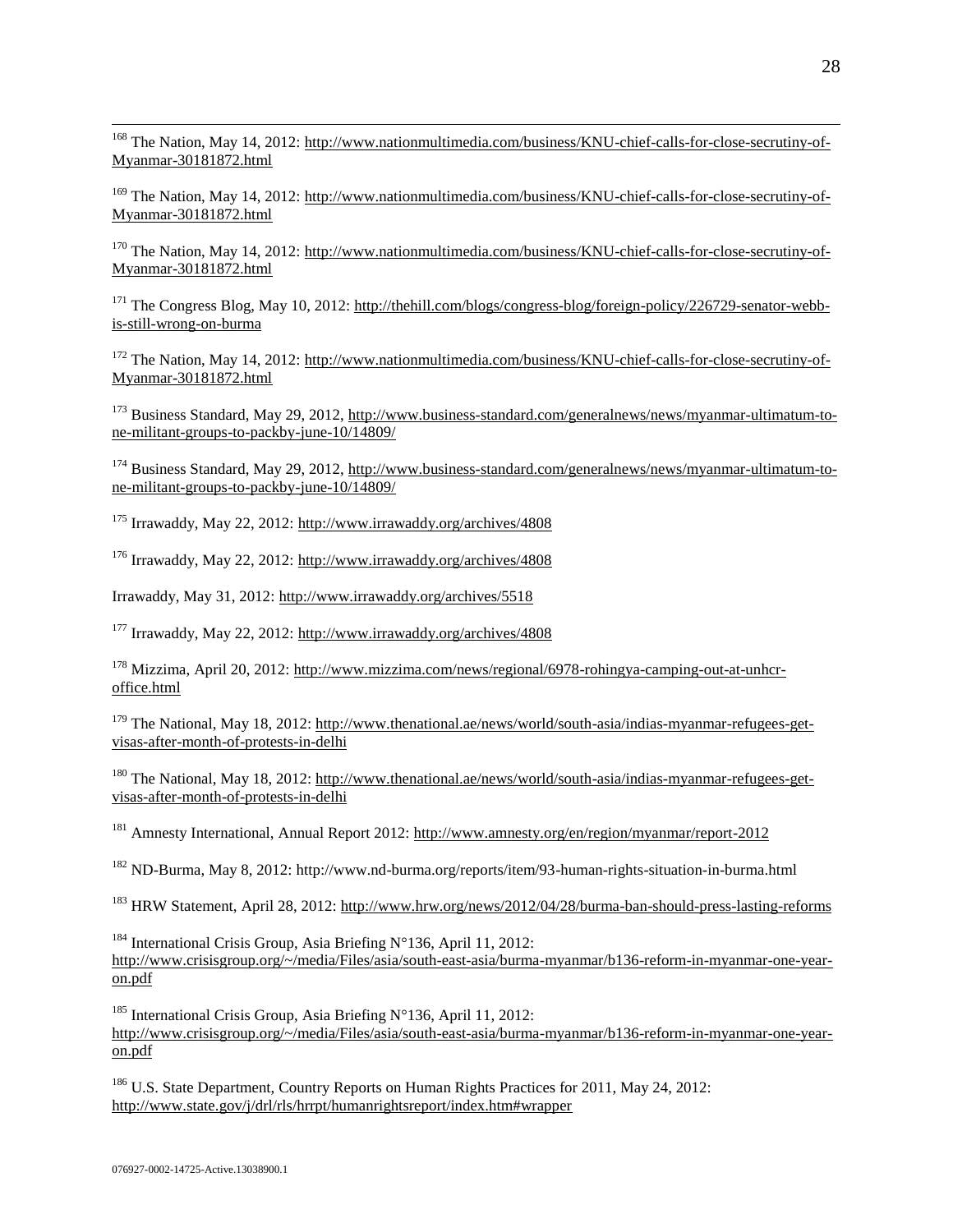[168] The Nation, May 14, 2012: http://www.nationmultimedia.com/business/KNU-chief-calls-for-close-secrutiny-of-Myanmar-30181872.html

[169] The Nation, May 14, 2012: http://www.nationmultimedia.com/business/KNU-chief-calls-for-close-secrutiny-of-Myanmar-30181872.html

[170] The Nation, May 14, 2012: http://www.nationmultimedia.com/business/KNU-chief-calls-for-close-secrutiny-of-Myanmar-30181872.html

[171] The Congress Blog, May 10, 2012: http://thehill.com/blogs/congress-blog/foreign-policy/226729-senator-webb-is-still-wrong-on-burma

[172] The Nation, May 14, 2012: http://www.nationmultimedia.com/business/KNU-chief-calls-for-close-secrutiny-of-Myanmar-30181872.html

[173] Business Standard, May 29, 2012, http://www.business-standard.com/generalnews/news/myanmar-ultimatum-to-ne-militant-groups-to-packby-june-10/14809/

[174] Business Standard, May 29, 2012, http://www.business-standard.com/generalnews/news/myanmar-ultimatum-to-ne-militant-groups-to-packby-june-10/14809/

[175] Irrawaddy, May 22, 2012: http://www.irrawaddy.org/archives/4808

[176] Irrawaddy, May 22, 2012: http://www.irrawaddy.org/archives/4808

Irrawaddy, May 31, 2012: http://www.irrawaddy.org/archives/5518

[177] Irrawaddy, May 22, 2012: http://www.irrawaddy.org/archives/4808

[178] Mizzima, April 20, 2012: http://www.mizzima.com/news/regional/6978-rohingya-camping-out-at-unhcr-office.html

[179] The National, May 18, 2012: http://www.thenational.ae/news/world/south-asia/indias-myanmar-refugees-get-visas-after-month-of-protests-in-delhi

[180] The National, May 18, 2012: http://www.thenational.ae/news/world/south-asia/indias-myanmar-refugees-get-visas-after-month-of-protests-in-delhi

[181] Amnesty International, Annual Report 2012: http://www.amnesty.org/en/region/myanmar/report-2012

[182] ND-Burma, May 8, 2012: http://www.nd-burma.org/reports/item/93-human-rights-situation-in-burma.html

[183] HRW Statement, April 28, 2012: http://www.hrw.org/news/2012/04/28/burma-ban-should-press-lasting-reforms

[184] International Crisis Group, Asia Briefing N°136, April 11, 2012: http://www.crisisgroup.org/~/media/Files/asia/south-east-asia/burma-myanmar/b136-reform-in-myanmar-one-year-on.pdf

[185] International Crisis Group, Asia Briefing N°136, April 11, 2012: http://www.crisisgroup.org/~/media/Files/asia/south-east-asia/burma-myanmar/b136-reform-in-myanmar-one-year-on.pdf

[186] U.S. State Department, Country Reports on Human Rights Practices for 2011, May 24, 2012: http://www.state.gov/j/drl/rls/hrrpt/humanrightsreport/index.htm#wrapper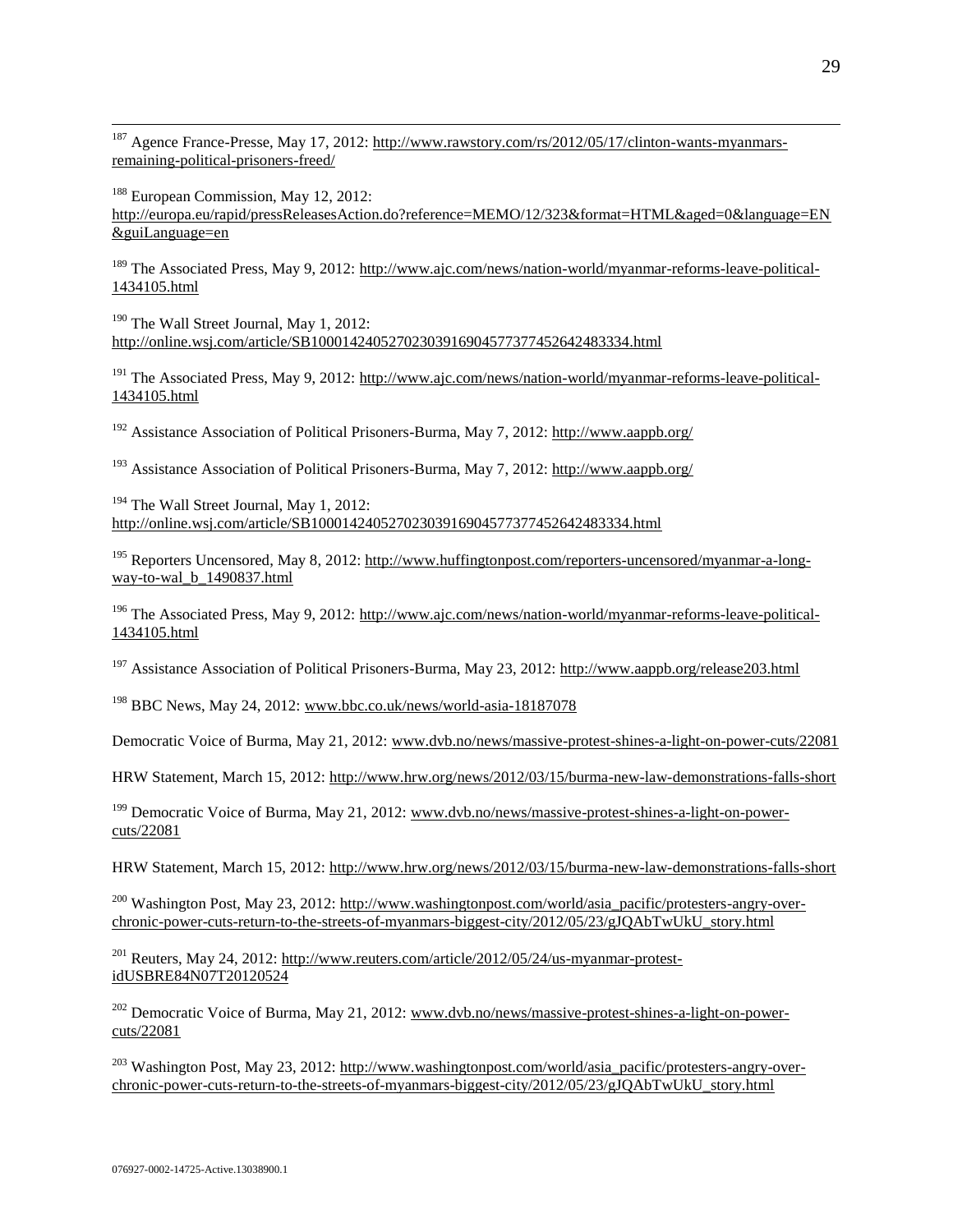[187] Agence France-Presse, May 17, 2012: http://www.rawstory.com/rs/2012/05/17/clinton-wants-myanmars-remaining-political-prisoners-freed/

[188] European Commission, May 12, 2012: http://europa.eu/rapid/pressReleasesAction.do?reference=MEMO/12/323&format=HTML&aged=0&language=EN&guiLanguage=en

[189] The Associated Press, May 9, 2012: http://www.ajc.com/news/nation-world/myanmar-reforms-leave-political-1434105.html

[190] The Wall Street Journal, May 1, 2012: http://online.wsj.com/article/SB10001424052702303916904577377452642483334.html

[191] The Associated Press, May 9, 2012: http://www.ajc.com/news/nation-world/myanmar-reforms-leave-political-1434105.html

[192] Assistance Association of Political Prisoners-Burma, May 7, 2012: http://www.aappb.org/

[193] Assistance Association of Political Prisoners-Burma, May 7, 2012: http://www.aappb.org/

[194] The Wall Street Journal, May 1, 2012: http://online.wsj.com/article/SB10001424052702303916904577377452642483334.html

[195] Reporters Uncensored, May 8, 2012: http://www.huffingtonpost.com/reporters-uncensored/myanmar-a-long-way-to-wal_b_1490837.html

[196] The Associated Press, May 9, 2012: http://www.ajc.com/news/nation-world/myanmar-reforms-leave-political-1434105.html

[197] Assistance Association of Political Prisoners-Burma, May 23, 2012: http://www.aappb.org/release203.html

[198] BBC News, May 24, 2012: www.bbc.co.uk/news/world-asia-18187078

Democratic Voice of Burma, May 21, 2012: www.dvb.no/news/massive-protest-shines-a-light-on-power-cuts/22081

HRW Statement, March 15, 2012: http://www.hrw.org/news/2012/03/15/burma-new-law-demonstrations-falls-short

[199] Democratic Voice of Burma, May 21, 2012: www.dvb.no/news/massive-protest-shines-a-light-on-power-cuts/22081

HRW Statement, March 15, 2012: http://www.hrw.org/news/2012/03/15/burma-new-law-demonstrations-falls-short

[200] Washington Post, May 23, 2012: http://www.washingtonpost.com/world/asia_pacific/protesters-angry-over-chronic-power-cuts-return-to-the-streets-of-myanmars-biggest-city/2012/05/23/gJQAbTwUkU_story.html

[201] Reuters, May 24, 2012: http://www.reuters.com/article/2012/05/24/us-myanmar-protest-idUSBRE84N07T20120524

[202] Democratic Voice of Burma, May 21, 2012: www.dvb.no/news/massive-protest-shines-a-light-on-power-cuts/22081

[203] Washington Post, May 23, 2012: http://www.washingtonpost.com/world/asia_pacific/protesters-angry-over-chronic-power-cuts-return-to-the-streets-of-myanmars-biggest-city/2012/05/23/gJQAbTwUkU_story.html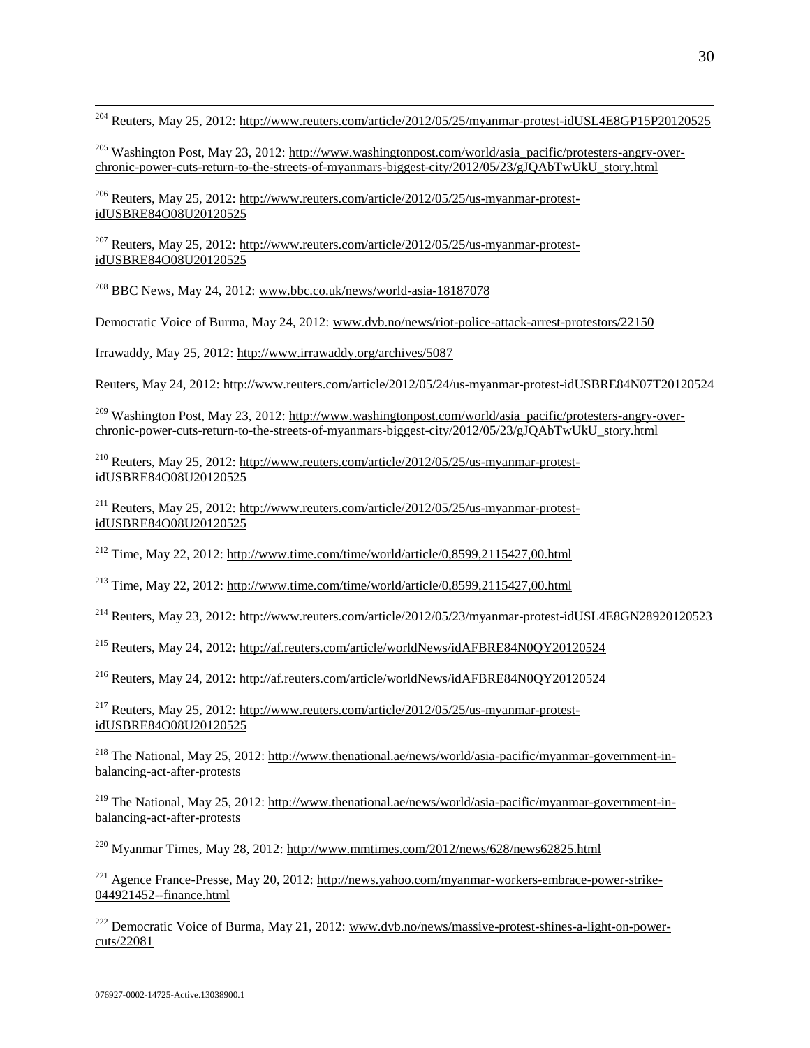[204] Reuters, May 25, 2012: http://www.reuters.com/article/2012/05/25/myanmar-protest-idUSL4E8GP15P20120525

[205] Washington Post, May 23, 2012: http://www.washingtonpost.com/world/asia_pacific/protesters-angry-over-chronic-power-cuts-return-to-the-streets-of-myanmars-biggest-city/2012/05/23/gJQAbTwUkU_story.html

[206] Reuters, May 25, 2012: http://www.reuters.com/article/2012/05/25/us-myanmar-protest-idUSBRE84O08U20120525

[207] Reuters, May 25, 2012: http://www.reuters.com/article/2012/05/25/us-myanmar-protest-idUSBRE84O08U20120525

[208] BBC News, May 24, 2012: www.bbc.co.uk/news/world-asia-18187078

Democratic Voice of Burma, May 24, 2012: www.dvb.no/news/riot-police-attack-arrest-protestors/22150

Irrawaddy, May 25, 2012: http://www.irrawaddy.org/archives/5087

Reuters, May 24, 2012: http://www.reuters.com/article/2012/05/24/us-myanmar-protest-idUSBRE84N07T20120524

[209] Washington Post, May 23, 2012: http://www.washingtonpost.com/world/asia_pacific/protesters-angry-over-chronic-power-cuts-return-to-the-streets-of-myanmars-biggest-city/2012/05/23/gJQAbTwUkU_story.html

[210] Reuters, May 25, 2012: http://www.reuters.com/article/2012/05/25/us-myanmar-protest-idUSBRE84O08U20120525

[211] Reuters, May 25, 2012: http://www.reuters.com/article/2012/05/25/us-myanmar-protest-idUSBRE84O08U20120525

[212] Time, May 22, 2012: http://www.time.com/time/world/article/0,8599,2115427,00.html

[213] Time, May 22, 2012: http://www.time.com/time/world/article/0,8599,2115427,00.html

[214] Reuters, May 23, 2012: http://www.reuters.com/article/2012/05/23/myanmar-protest-idUSL4E8GN28920120523

[215] Reuters, May 24, 2012: http://af.reuters.com/article/worldNews/idAFBRE84N0QY20120524

[216] Reuters, May 24, 2012: http://af.reuters.com/article/worldNews/idAFBRE84N0QY20120524

[217] Reuters, May 25, 2012: http://www.reuters.com/article/2012/05/25/us-myanmar-protest-idUSBRE84O08U20120525

[218] The National, May 25, 2012: http://www.thenational.ae/news/world/asia-pacific/myanmar-government-in-balancing-act-after-protests

[219] The National, May 25, 2012: http://www.thenational.ae/news/world/asia-pacific/myanmar-government-in-balancing-act-after-protests

[220] Myanmar Times, May 28, 2012: http://www.mmtimes.com/2012/news/628/news62825.html

[221] Agence France-Presse, May 20, 2012: http://news.yahoo.com/myanmar-workers-embrace-power-strike-044921452--finance.html

[222] Democratic Voice of Burma, May 21, 2012: www.dvb.no/news/massive-protest-shines-a-light-on-power-cuts/22081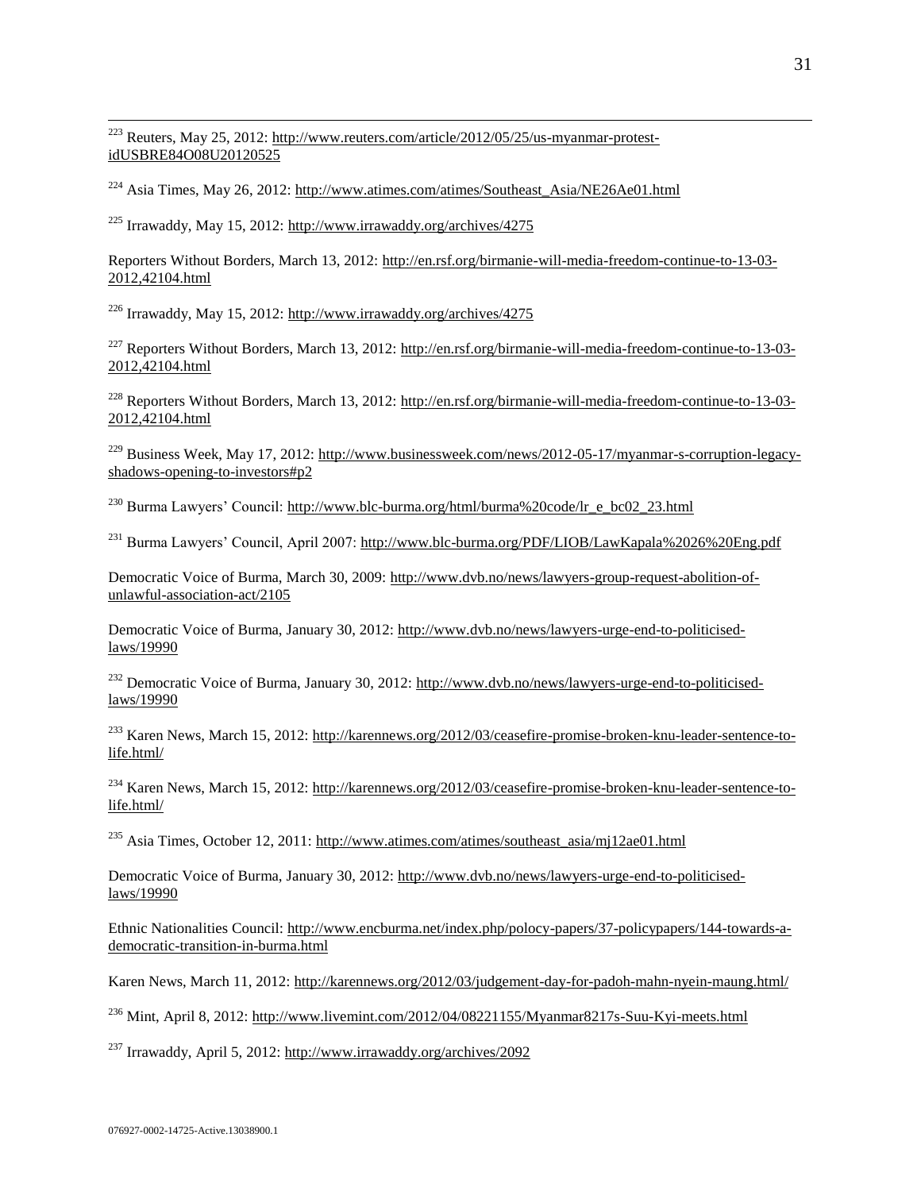[223] Reuters, May 25, 2012: http://www.reuters.com/article/2012/05/25/us-myanmar-protest-idUSBRE84O08U20120525

[224] Asia Times, May 26, 2012: http://www.atimes.com/atimes/Southeast_Asia/NE26Ae01.html

[225] Irrawaddy, May 15, 2012: http://www.irrawaddy.org/archives/4275

Reporters Without Borders, March 13, 2012: http://en.rsf.org/birmanie-will-media-freedom-continue-to-13-03-2012,42104.html

[226] Irrawaddy, May 15, 2012: http://www.irrawaddy.org/archives/4275

[227] Reporters Without Borders, March 13, 2012: http://en.rsf.org/birmanie-will-media-freedom-continue-to-13-03-2012,42104.html

[228] Reporters Without Borders, March 13, 2012: http://en.rsf.org/birmanie-will-media-freedom-continue-to-13-03-2012,42104.html

[229] Business Week, May 17, 2012: http://www.businessweek.com/news/2012-05-17/myanmar-s-corruption-legacy-shadows-opening-to-investors#p2

[230] Burma Lawyers' Council: http://www.blc-burma.org/html/burma%20code/lr_e_bc02_23.html

[231] Burma Lawyers' Council, April 2007: http://www.blc-burma.org/PDF/LIOB/LawKapala%2026%20Eng.pdf

Democratic Voice of Burma, March 30, 2009: http://www.dvb.no/news/lawyers-group-request-abolition-of-unlawful-association-act/2105

Democratic Voice of Burma, January 30, 2012: http://www.dvb.no/news/lawyers-urge-end-to-politicised-laws/19990

[232] Democratic Voice of Burma, January 30, 2012: http://www.dvb.no/news/lawyers-urge-end-to-politicised-laws/19990

[233] Karen News, March 15, 2012: http://karennews.org/2012/03/ceasefire-promise-broken-knu-leader-sentence-to-life.html/

[234] Karen News, March 15, 2012: http://karennews.org/2012/03/ceasefire-promise-broken-knu-leader-sentence-to-life.html/

[235] Asia Times, October 12, 2011: http://www.atimes.com/atimes/southeast_asia/mj12ae01.html

Democratic Voice of Burma, January 30, 2012: http://www.dvb.no/news/lawyers-urge-end-to-politicised-laws/19990

Ethnic Nationalities Council: http://www.encburma.net/index.php/polocy-papers/37-policypapers/144-towards-a-democratic-transition-in-burma.html

Karen News, March 11, 2012: http://karennews.org/2012/03/judgement-day-for-padoh-mahn-nyein-maung.html/

[236] Mint, April 8, 2012: http://www.livemint.com/2012/04/08221155/Myanmar8217s-Suu-Kyi-meets.html

[237] Irrawaddy, April 5, 2012: http://www.irrawaddy.org/archives/2092

076927-0002-14725-Active.13038900.1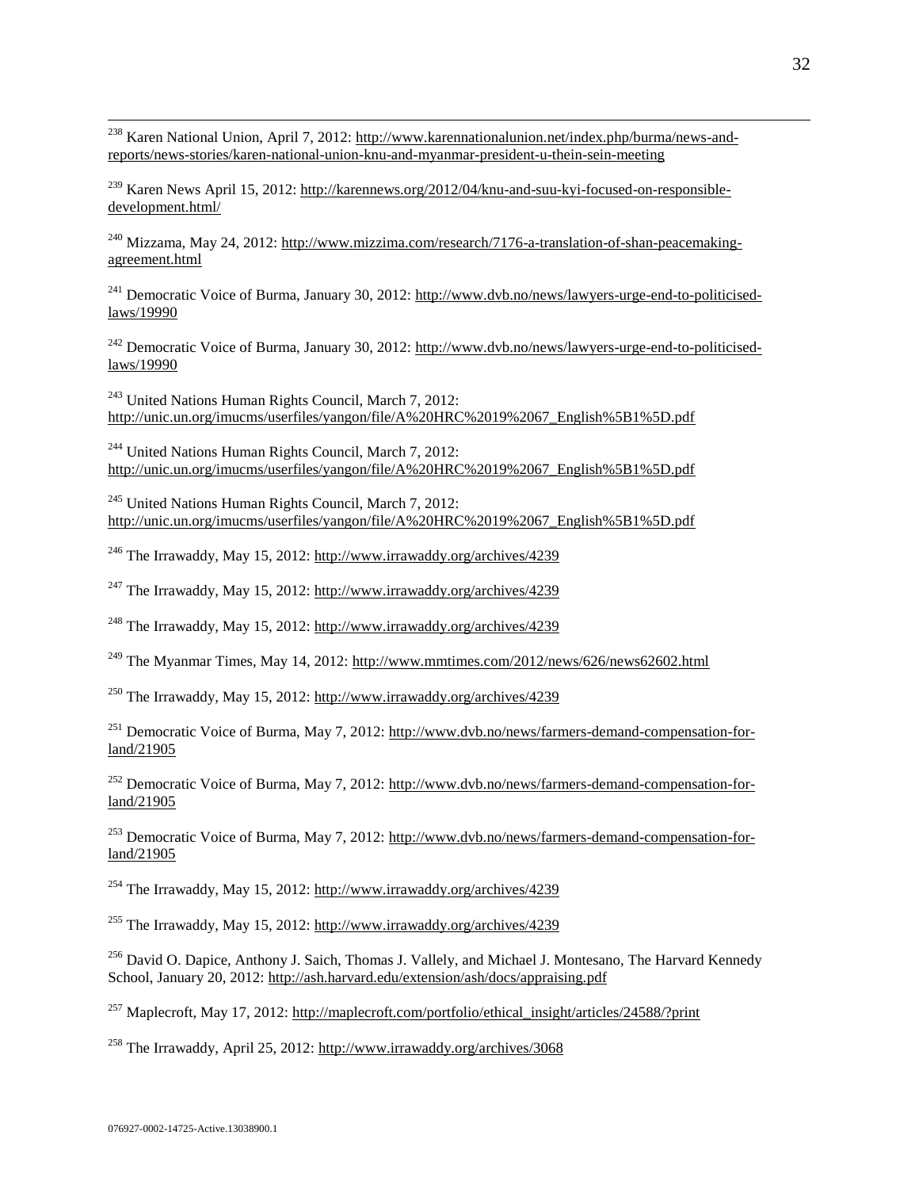[238] Karen National Union, April 7, 2012: http://www.karennationalunion.net/index.php/burma/news-and-reports/news-stories/karen-national-union-knu-and-myanmar-president-u-thein-sein-meeting

[239] Karen News April 15, 2012: http://karennews.org/2012/04/knu-and-suu-kyi-focused-on-responsible-development.html/

[240] Mizzama, May 24, 2012: http://www.mizzima.com/research/7176-a-translation-of-shan-peacemaking-agreement.html

[241] Democratic Voice of Burma, January 30, 2012: http://www.dvb.no/news/lawyers-urge-end-to-politicised-laws/19990

[242] Democratic Voice of Burma, January 30, 2012: http://www.dvb.no/news/lawyers-urge-end-to-politicised-laws/19990

[243] United Nations Human Rights Council, March 7, 2012: http://unic.un.org/imucms/userfiles/yangon/file/A%20HRC%2019%2067_English%5B1%5D.pdf

[244] United Nations Human Rights Council, March 7, 2012: http://unic.un.org/imucms/userfiles/yangon/file/A%20HRC%2019%2067_English%5B1%5D.pdf

[245] United Nations Human Rights Council, March 7, 2012: http://unic.un.org/imucms/userfiles/yangon/file/A%20HRC%2019%2067_English%5B1%5D.pdf

[246] The Irrawaddy, May 15, 2012: http://www.irrawaddy.org/archives/4239

[247] The Irrawaddy, May 15, 2012: http://www.irrawaddy.org/archives/4239

[248] The Irrawaddy, May 15, 2012: http://www.irrawaddy.org/archives/4239

[249] The Myanmar Times, May 14, 2012: http://www.mmtimes.com/2012/news/626/news62602.html

[250] The Irrawaddy, May 15, 2012: http://www.irrawaddy.org/archives/4239

[251] Democratic Voice of Burma, May 7, 2012: http://www.dvb.no/news/farmers-demand-compensation-for-land/21905

[252] Democratic Voice of Burma, May 7, 2012: http://www.dvb.no/news/farmers-demand-compensation-for-land/21905

[253] Democratic Voice of Burma, May 7, 2012: http://www.dvb.no/news/farmers-demand-compensation-for-land/21905

[254] The Irrawaddy, May 15, 2012: http://www.irrawaddy.org/archives/4239

[255] The Irrawaddy, May 15, 2012: http://www.irrawaddy.org/archives/4239

[256] David O. Dapice, Anthony J. Saich, Thomas J. Vallely, and Michael J. Montesano, The Harvard Kennedy School, January 20, 2012: http://ash.harvard.edu/extension/ash/docs/appraising.pdf

[257] Maplecroft, May 17, 2012: http://maplecroft.com/portfolio/ethical_insight/articles/24588/?print

[258] The Irrawaddy, April 25, 2012: http://www.irrawaddy.org/archives/3068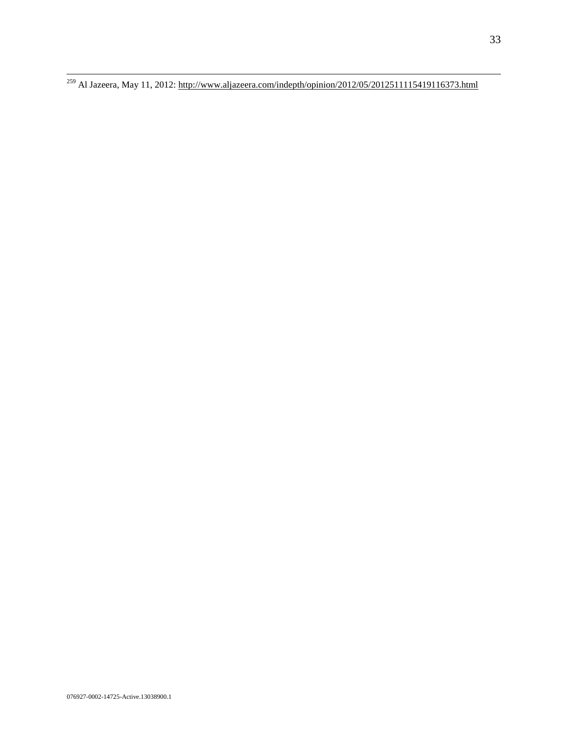[259] Al Jazeera, May 11, 2012: http://www.aljazeera.com/indepth/opinion/2012/05/2012511115419116373.html